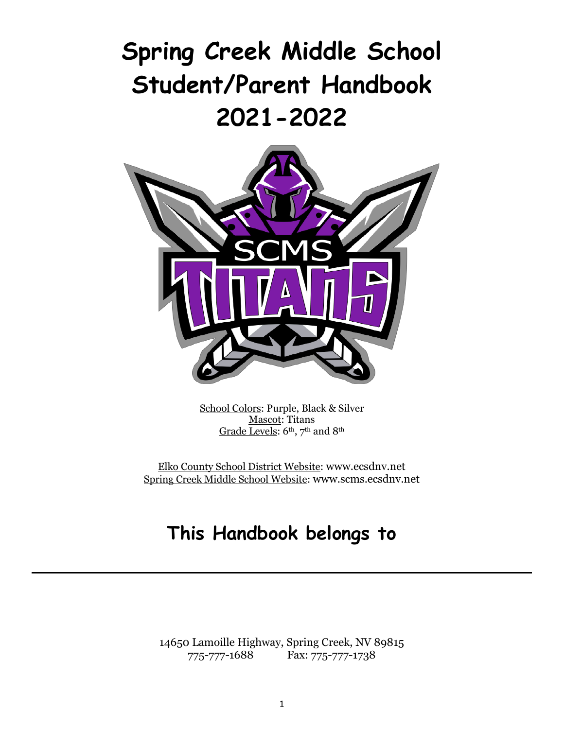# Spring Creek Middle School
# Student/Parent Handbook
# 2021-2022

School Colors: Purple, Black & Silver
Mascot: Titans
Grade Levels: 6th, 7th and 8th

Elko County School District Website: www.ecsdnv.net
Spring Creek Middle School Website: www.scms.ecsdnv.net

## This Handbook belongs to

---

14650 Lamoille Highway, Spring Creek, NV 89815
775-777-1688 Fax: 775-777-1738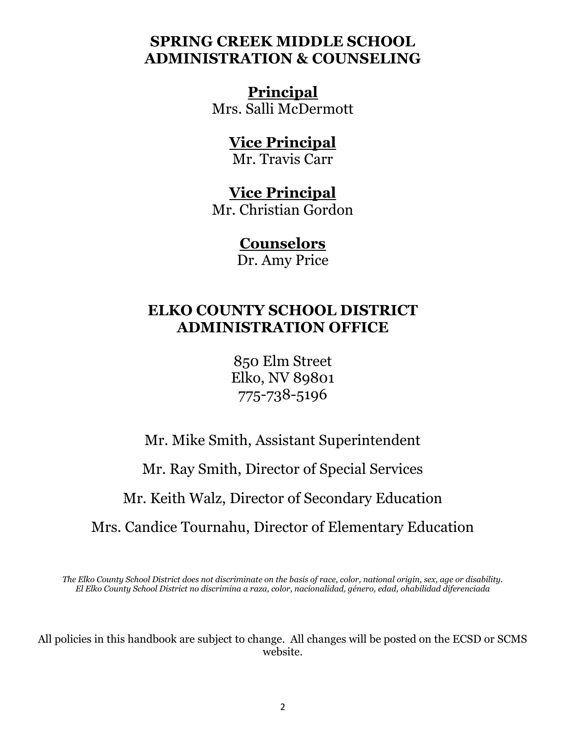# SPRING CREEK MIDDLE SCHOOL ADMINISTRATION & COUNSELING

## Principal

Mrs. Salli McDermott

## Vice Principal

Mr. Travis Carr

## Vice Principal

Mr. Christian Gordon

## Counselors

Dr. Amy Price

# ELKO COUNTY SCHOOL DISTRICT ADMINISTRATION OFFICE

850 Elm Street
Elko, NV 89801
775-738-5196

Mr. Mike Smith, Assistant Superintendent

Mr. Ray Smith, Director of Special Services

Mr. Keith Walz, Director of Secondary Education

Mrs. Candice Tournahu, Director of Elementary Education

*The Elko County School District does not discriminate on the basis of race, color, national origin, sex, age or disability.*
*El Elko County School District no discrimina a raza, color, nacionalidad, género, edad, ohabilidad diferenciada*

All policies in this handbook are subject to change. All changes will be posted on the ECSD or SCMS website.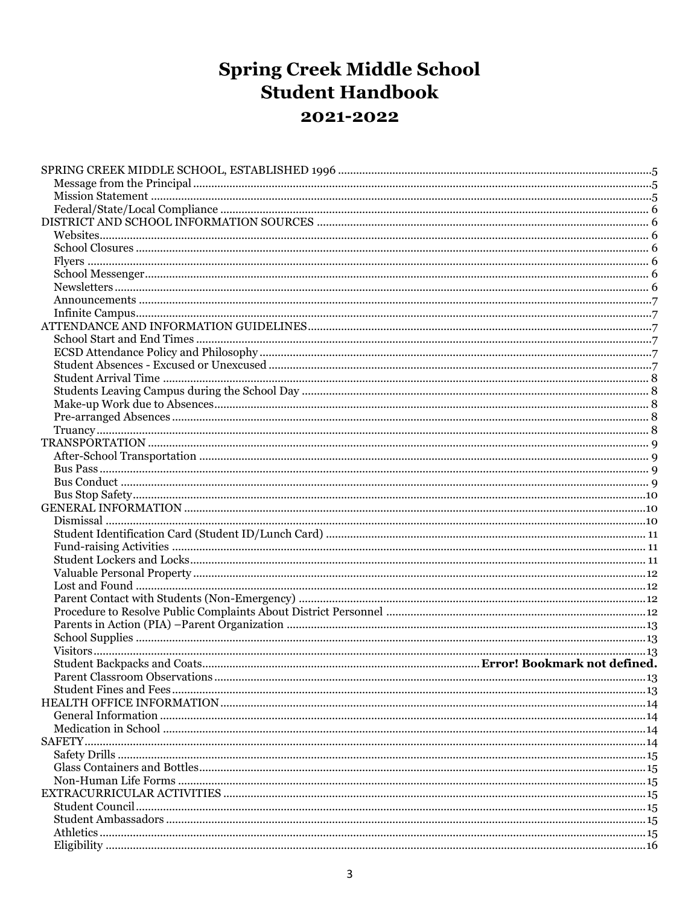# Spring Creek Middle School
# Student Handbook
## 2021-2022

- SPRING CREEK MIDDLE SCHOOL, ESTABLISHED 1996 .......... 5
  - Message from the Principal .......... 5
  - Mission Statement .......... 5
  - Federal/State/Local Compliance .......... 6
- DISTRICT AND SCHOOL INFORMATION SOURCES .......... 6
  - Websites .......... 6
  - School Closures .......... 6
  - Flyers .......... 6
  - School Messenger .......... 6
  - Newsletters .......... 6
  - Announcements .......... 7
  - Infinite Campus .......... 7
- ATTENDANCE AND INFORMATION GUIDELINES .......... 7
  - School Start and End Times .......... 7
  - ECSD Attendance Policy and Philosophy .......... 7
  - Student Absences - Excused or Unexcused .......... 7
  - Student Arrival Time .......... 8
  - Students Leaving Campus during the School Day .......... 8
  - Make-up Work due to Absences .......... 8
  - Pre-arranged Absences .......... 8
  - Truancy .......... 8
- TRANSPORTATION .......... 9
  - After-School Transportation .......... 9
  - Bus Pass .......... 9
  - Bus Conduct .......... 9
  - Bus Stop Safety .......... 10
- GENERAL INFORMATION .......... 10
  - Dismissal .......... 10
  - Student Identification Card (Student ID/Lunch Card) .......... 11
  - Fund-raising Activities .......... 11
  - Student Lockers and Locks .......... 11
  - Valuable Personal Property .......... 12
  - Lost and Found .......... 12
  - Parent Contact with Students (Non-Emergency) .......... 12
  - Procedure to Resolve Public Complaints About District Personnel .......... 12
  - Parents in Action (PIA) –Parent Organization .......... 13
  - School Supplies .......... 13
  - Visitors .......... 13
  - Student Backpacks and Coats .......... **Error! Bookmark not defined.**
  - Parent Classroom Observations .......... 13
  - Student Fines and Fees .......... 13
- HEALTH OFFICE INFORMATION .......... 14
  - General Information .......... 14
  - Medication in School .......... 14
- SAFETY .......... 14
  - Safety Drills .......... 15
  - Glass Containers and Bottles .......... 15
  - Non-Human Life Forms .......... 15
- EXTRACURRICULAR ACTIVITIES .......... 15
  - Student Council .......... 15
  - Student Ambassadors .......... 15
  - Athletics .......... 15
  - Eligibility .......... 16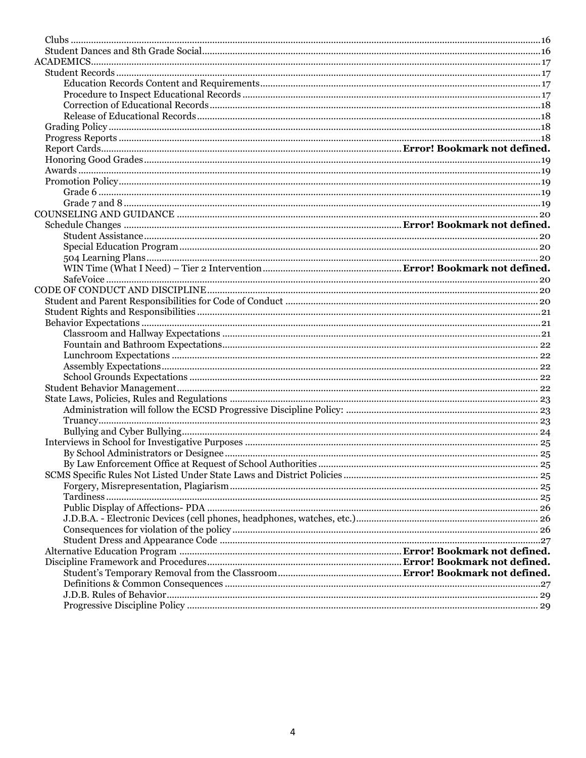- Clubs ....................................................................................................................16
- Student Dances and 8th Grade Social.....................................................................16

ACADEMICS....................................................................................................................17

- Student Records .........................................................................................................17
  - Education Records Content and Requirements...................................................17
  - Procedure to Inspect Educational Records ..........................................................17
  - Correction of Educational Records.......................................................................18
  - Release of Educational Records............................................................................18
- Grading Policy............................................................................................................18
- Progress Reports .......................................................................................................18
- Report Cards..................................................................................**Error! Bookmark not defined.**
- Honoring Good Grades..............................................................................................19
- Awards ......................................................................................................................19
- Promotion Policy.......................................................................................................19
  - Grade 6 ................................................................................................................19
  - Grade 7 and 8 .......................................................................................................19

COUNSELING AND GUIDANCE ...................................................................................20

- Schedule Changes ........................................................................**Error! Bookmark not defined.**
  - Student Assistance...............................................................................................20
  - Special Education Program..................................................................................20
  - 504 Learning Plans...............................................................................................20
  - WIN Time (What I Need) – Tier 2 Intervention.......................**Error! Bookmark not defined.**
  - SafeVoice .............................................................................................................20

CODE OF CONDUCT AND DISCIPLINE.......................................................................20

- Student and Parent Responsibilities for Code of Conduct .........................................20
- Student Rights and Responsibilities...........................................................................21
- Behavior Expectations ...............................................................................................21
  - Classroom and Hallway Expectations .................................................................21
  - Fountain and Bathroom Expectations.................................................................22
  - Lunchroom Expectations ....................................................................................22
  - Assembly Expectations........................................................................................22
  - School Grounds Expectations ..............................................................................22
- Student Behavior Management.................................................................................22
- State Laws, Policies, Rules and Regulations ..............................................................23
  - Administration will follow the ECSD Progressive Discipline Policy: ..................23
  - Truancy.................................................................................................................23
  - Bullying and Cyber Bullying.................................................................................24
- Interviews in School for Investigative Purposes ........................................................25
  - By School Administrators or Designee.................................................................25
  - By Law Enforcement Office at Request of School Authorities ............................25
- SCMS Specific Rules Not Listed Under State Laws and District Policies ..................25
  - Forgery, Misrepresentation, Plagiarism...............................................................25
  - Tardiness ..............................................................................................................25
  - Public Display of Affections- PDA .......................................................................26
  - J.D.B.A. - Electronic Devices (cell phones, headphones, watches, etc.)...............26
  - Consequences for violation of the policy .............................................................26
  - Student Dress and Appearance Code ...................................................................27
- Alternative Education Program ................................................**Error! Bookmark not defined.**
- Discipline Framework and Procedures......................................**Error! Bookmark not defined.**
  - Student's Temporary Removal from the Classroom.........................**Error! Bookmark not defined.**
  - Definitions & Common Consequences ................................................................27
  - J.D.B. Rules of Behavior.......................................................................................29
  - Progressive Discipline Policy ...............................................................................29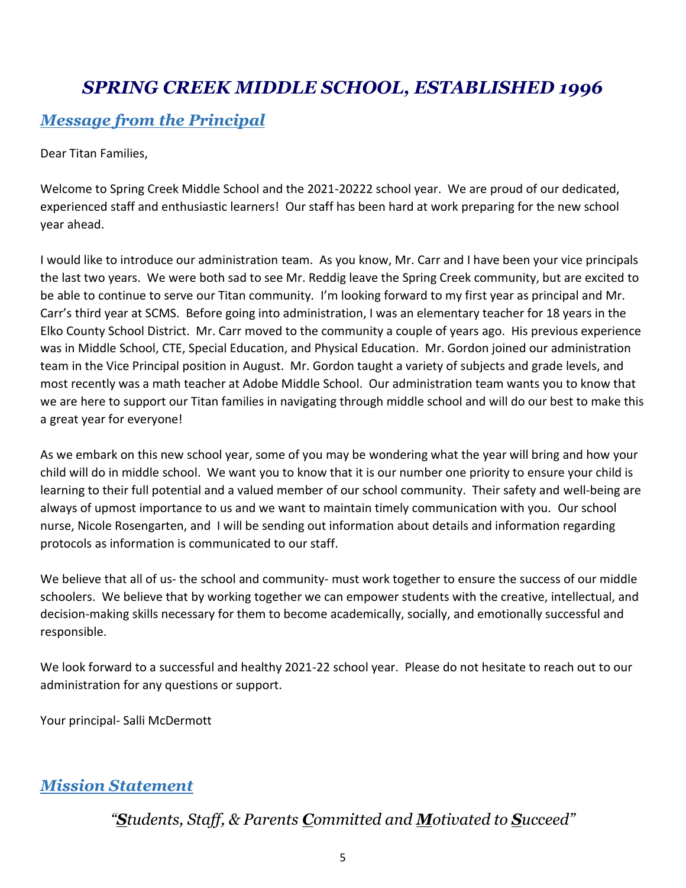# *SPRING CREEK MIDDLE SCHOOL, ESTABLISHED 1996*

## *Message from the Principal*

Dear Titan Families,

Welcome to Spring Creek Middle School and the 2021-20222 school year. We are proud of our dedicated, experienced staff and enthusiastic learners! Our staff has been hard at work preparing for the new school year ahead.

I would like to introduce our administration team. As you know, Mr. Carr and I have been your vice principals the last two years. We were both sad to see Mr. Reddig leave the Spring Creek community, but are excited to be able to continue to serve our Titan community. I'm looking forward to my first year as principal and Mr. Carr's third year at SCMS. Before going into administration, I was an elementary teacher for 18 years in the Elko County School District. Mr. Carr moved to the community a couple of years ago. His previous experience was in Middle School, CTE, Special Education, and Physical Education. Mr. Gordon joined our administration team in the Vice Principal position in August. Mr. Gordon taught a variety of subjects and grade levels, and most recently was a math teacher at Adobe Middle School. Our administration team wants you to know that we are here to support our Titan families in navigating through middle school and will do our best to make this a great year for everyone!

As we embark on this new school year, some of you may be wondering what the year will bring and how your child will do in middle school. We want you to know that it is our number one priority to ensure your child is learning to their full potential and a valued member of our school community. Their safety and well-being are always of upmost importance to us and we want to maintain timely communication with you. Our school nurse, Nicole Rosengarten, and I will be sending out information about details and information regarding protocols as information is communicated to our staff.

We believe that all of us- the school and community- must work together to ensure the success of our middle schoolers. We believe that by working together we can empower students with the creative, intellectual, and decision-making skills necessary for them to become academically, socially, and emotionally successful and responsible.

We look forward to a successful and healthy 2021-22 school year. Please do not hesitate to reach out to our administration for any questions or support.

Your principal- Salli McDermott

## *Mission Statement*

*"**S**tudents, Staff, & Parents **C**ommitted and **M**otivated to **S**ucceed"*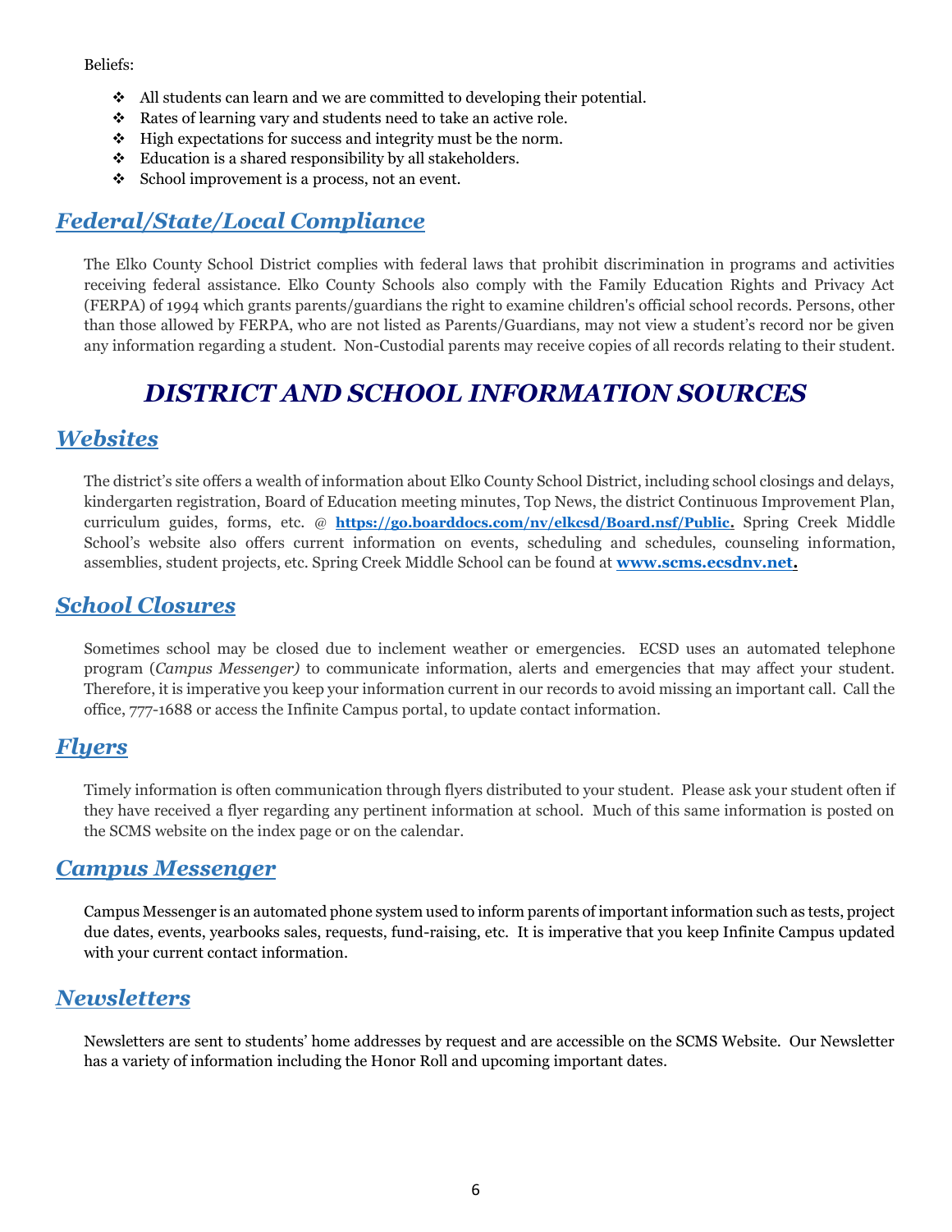Beliefs:

- All students can learn and we are committed to developing their potential.
- Rates of learning vary and students need to take an active role.
- High expectations for success and integrity must be the norm.
- Education is a shared responsibility by all stakeholders.
- School improvement is a process, not an event.

## *Federal/State/Local Compliance*

The Elko County School District complies with federal laws that prohibit discrimination in programs and activities receiving federal assistance. Elko County Schools also comply with the Family Education Rights and Privacy Act (FERPA) of 1994 which grants parents/guardians the right to examine children's official school records. Persons, other than those allowed by FERPA, who are not listed as Parents/Guardians, may not view a student's record nor be given any information regarding a student. Non-Custodial parents may receive copies of all records relating to their student.

# *DISTRICT AND SCHOOL INFORMATION SOURCES*

## *Websites*

The district's site offers a wealth of information about Elko County School District, including school closings and delays, kindergarten registration, Board of Education meeting minutes, Top News, the district Continuous Improvement Plan, curriculum guides, forms, etc. @ **https://go.boarddocs.com/nv/elkcsd/Board.nsf/Public.** Spring Creek Middle School's website also offers current information on events, scheduling and schedules, counseling information, assemblies, student projects, etc. Spring Creek Middle School can be found at **www.scms.ecsdnv.net.**

## *School Closures*

Sometimes school may be closed due to inclement weather or emergencies. ECSD uses an automated telephone program (*Campus Messenger)* to communicate information, alerts and emergencies that may affect your student. Therefore, it is imperative you keep your information current in our records to avoid missing an important call. Call the office, 777-1688 or access the Infinite Campus portal, to update contact information.

## *Flyers*

Timely information is often communication through flyers distributed to your student. Please ask your student often if they have received a flyer regarding any pertinent information at school. Much of this same information is posted on the SCMS website on the index page or on the calendar.

## *Campus Messenger*

Campus Messenger is an automated phone system used to inform parents of important information such as tests, project due dates, events, yearbooks sales, requests, fund-raising, etc. It is imperative that you keep Infinite Campus updated with your current contact information.

## *Newsletters*

Newsletters are sent to students' home addresses by request and are accessible on the SCMS Website. Our Newsletter has a variety of information including the Honor Roll and upcoming important dates.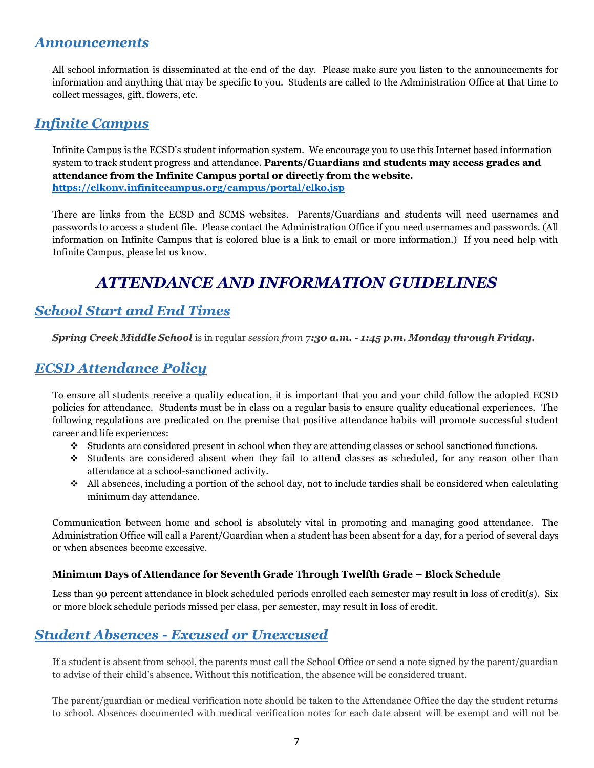## *Announcements*

All school information is disseminated at the end of the day. Please make sure you listen to the announcements for information and anything that may be specific to you. Students are called to the Administration Office at that time to collect messages, gift, flowers, etc.

## *Infinite Campus*

Infinite Campus is the ECSD's student information system. We encourage you to use this Internet based information system to track student progress and attendance. **Parents/Guardians and students may access grades and attendance from the Infinite Campus portal or directly from the website.**
**https://elkonv.infinitecampus.org/campus/portal/elko.jsp**

There are links from the ECSD and SCMS websites. Parents/Guardians and students will need usernames and passwords to access a student file. Please contact the Administration Office if you need usernames and passwords. (All information on Infinite Campus that is colored blue is a link to email or more information.) If you need help with Infinite Campus, please let us know.

# *ATTENDANCE AND INFORMATION GUIDELINES*

## *School Start and End Times*

***Spring Creek Middle School*** is in regular *session from* ***7:30 a.m. - 1:45 p.m. Monday through Friday.***

## *ECSD Attendance Policy*

To ensure all students receive a quality education, it is important that you and your child follow the adopted ECSD policies for attendance. Students must be in class on a regular basis to ensure quality educational experiences. The following regulations are predicated on the premise that positive attendance habits will promote successful student career and life experiences:

- Students are considered present in school when they are attending classes or school sanctioned functions.
- Students are considered absent when they fail to attend classes as scheduled, for any reason other than attendance at a school-sanctioned activity.
- All absences, including a portion of the school day, not to include tardies shall be considered when calculating minimum day attendance.

Communication between home and school is absolutely vital in promoting and managing good attendance. The Administration Office will call a Parent/Guardian when a student has been absent for a day, for a period of several days or when absences become excessive.

**Minimum Days of Attendance for Seventh Grade Through Twelfth Grade – Block Schedule**

Less than 90 percent attendance in block scheduled periods enrolled each semester may result in loss of credit(s). Six or more block schedule periods missed per class, per semester, may result in loss of credit.

## *Student Absences - Excused or Unexcused*

If a student is absent from school, the parents must call the School Office or send a note signed by the parent/guardian to advise of their child's absence. Without this notification, the absence will be considered truant.

The parent/guardian or medical verification note should be taken to the Attendance Office the day the student returns to school. Absences documented with medical verification notes for each date absent will be exempt and will not be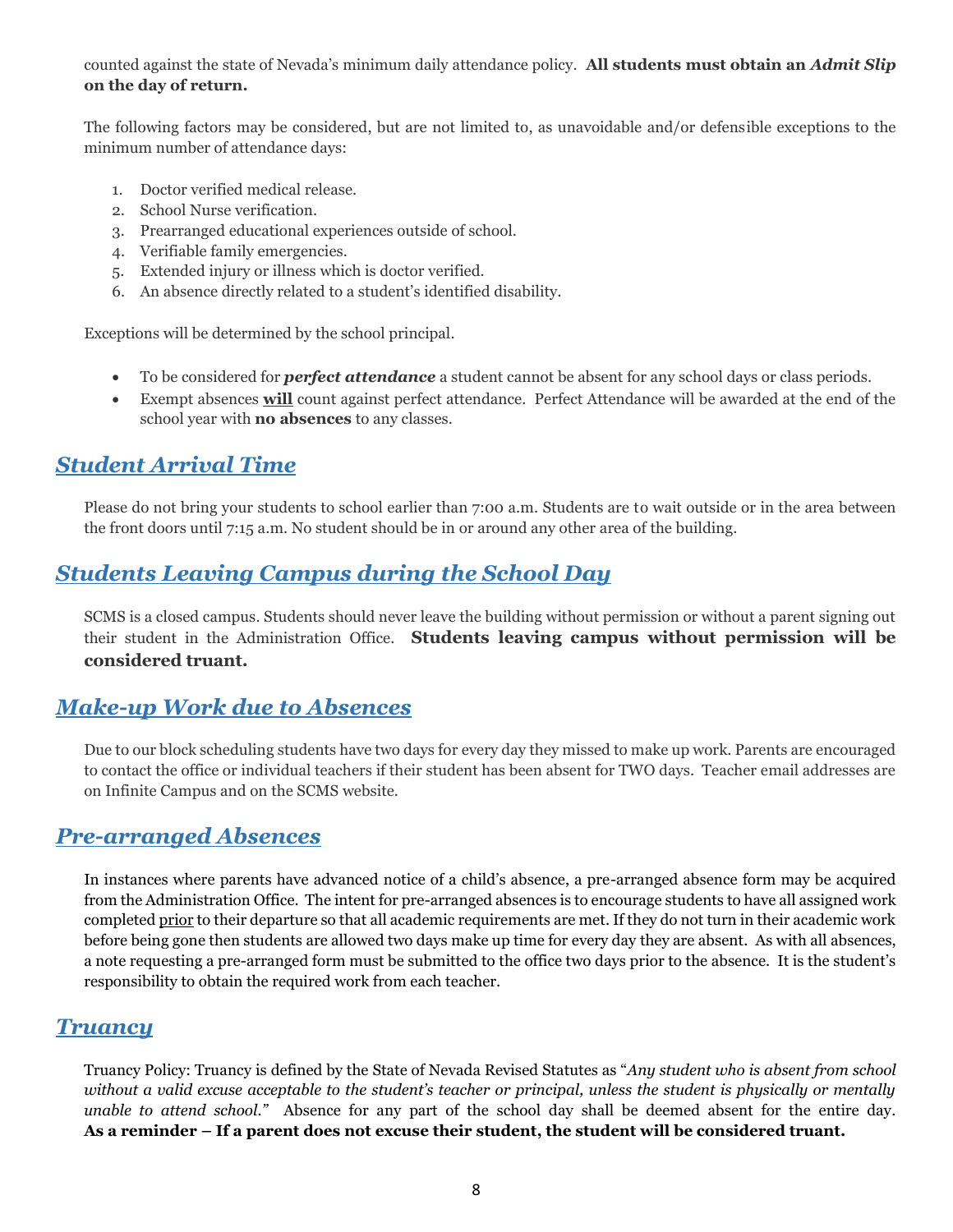counted against the state of Nevada's minimum daily attendance policy. **All students must obtain an *Admit Slip* on the day of return.**

The following factors may be considered, but are not limited to, as unavoidable and/or defensible exceptions to the minimum number of attendance days:

1. Doctor verified medical release.
2. School Nurse verification.
3. Prearranged educational experiences outside of school.
4. Verifiable family emergencies.
5. Extended injury or illness which is doctor verified.
6. An absence directly related to a student's identified disability.

Exceptions will be determined by the school principal.

- To be considered for ***perfect attendance*** a student cannot be absent for any school days or class periods.
- Exempt absences **<u>will</u>** count against perfect attendance. Perfect Attendance will be awarded at the end of the school year with **no absences** to any classes.

## *Student Arrival Time*

Please do not bring your students to school earlier than 7:00 a.m. Students are to wait outside or in the area between the front doors until 7:15 a.m. No student should be in or around any other area of the building.

## *Students Leaving Campus during the School Day*

SCMS is a closed campus. Students should never leave the building without permission or without a parent signing out their student in the Administration Office. **Students leaving campus without permission will be considered truant.**

## *Make-up Work due to Absences*

Due to our block scheduling students have two days for every day they missed to make up work. Parents are encouraged to contact the office or individual teachers if their student has been absent for TWO days. Teacher email addresses are on Infinite Campus and on the SCMS website.

## *Pre-arranged Absences*

In instances where parents have advanced notice of a child's absence, a pre-arranged absence form may be acquired from the Administration Office. The intent for pre-arranged absences is to encourage students to have all assigned work completed <u>prior</u> to their departure so that all academic requirements are met. If they do not turn in their academic work before being gone then students are allowed two days make up time for every day they are absent. As with all absences, a note requesting a pre-arranged form must be submitted to the office two days prior to the absence. It is the student's responsibility to obtain the required work from each teacher.

## *Truancy*

Truancy Policy: Truancy is defined by the State of Nevada Revised Statutes as "*Any student who is absent from school without a valid excuse acceptable to the student's teacher or principal, unless the student is physically or mentally unable to attend school.*" Absence for any part of the school day shall be deemed absent for the entire day. **As a reminder – If a parent does not excuse their student, the student will be considered truant.**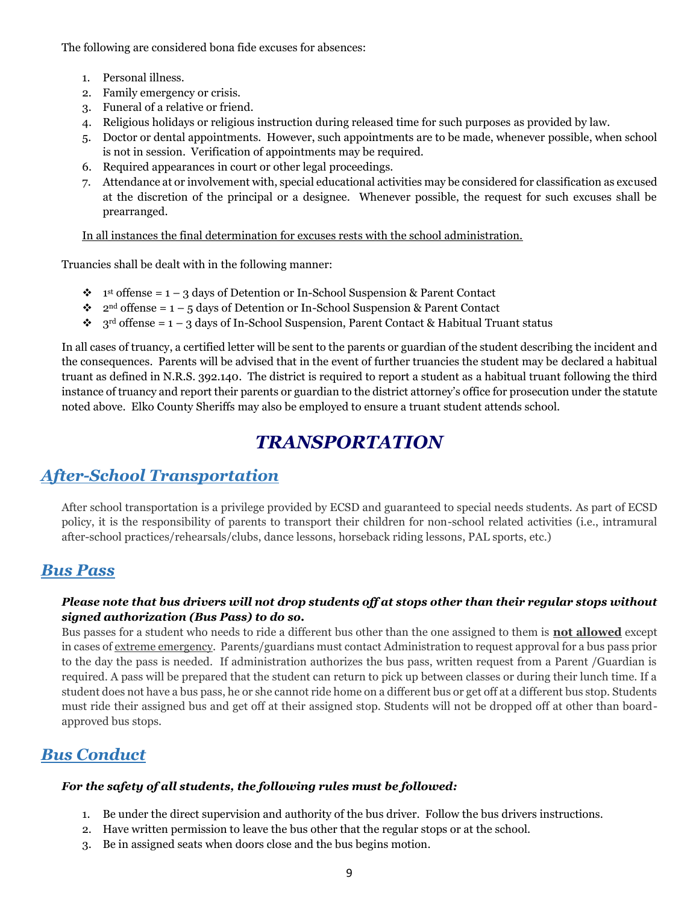The following are considered bona fide excuses for absences:

1. Personal illness.
2. Family emergency or crisis.
3. Funeral of a relative or friend.
4. Religious holidays or religious instruction during released time for such purposes as provided by law.
5. Doctor or dental appointments. However, such appointments are to be made, whenever possible, when school is not in session. Verification of appointments may be required.
6. Required appearances in court or other legal proceedings.
7. Attendance at or involvement with, special educational activities may be considered for classification as excused at the discretion of the principal or a designee. Whenever possible, the request for such excuses shall be prearranged.

<u>In all instances the final determination for excuses rests with the school administration.</u>

Truancies shall be dealt with in the following manner:

- 1st offense = 1 – 3 days of Detention or In-School Suspension & Parent Contact
- 2nd offense = 1 – 5 days of Detention or In-School Suspension & Parent Contact
- 3rd offense = 1 – 3 days of In-School Suspension, Parent Contact & Habitual Truant status

In all cases of truancy, a certified letter will be sent to the parents or guardian of the student describing the incident and the consequences. Parents will be advised that in the event of further truancies the student may be declared a habitual truant as defined in N.R.S. 392.140. The district is required to report a student as a habitual truant following the third instance of truancy and report their parents or guardian to the district attorney's office for prosecution under the statute noted above. Elko County Sheriffs may also be employed to ensure a truant student attends school.

# *TRANSPORTATION*

## *After-School Transportation*

After school transportation is a privilege provided by ECSD and guaranteed to special needs students. As part of ECSD policy, it is the responsibility of parents to transport their children for non-school related activities (i.e., intramural after-school practices/rehearsals/clubs, dance lessons, horseback riding lessons, PAL sports, etc.)

## *Bus Pass*

***Please note that bus drivers will not drop students off at stops other than their regular stops without signed authorization (Bus Pass) to do so.***

Bus passes for a student who needs to ride a different bus other than the one assigned to them is **<u>not allowed</u>** except in cases of <u>extreme emergency</u>. Parents/guardians must contact Administration to request approval for a bus pass prior to the day the pass is needed. If administration authorizes the bus pass, written request from a Parent /Guardian is required. A pass will be prepared that the student can return to pick up between classes or during their lunch time. If a student does not have a bus pass, he or she cannot ride home on a different bus or get off at a different bus stop. Students must ride their assigned bus and get off at their assigned stop. Students will not be dropped off at other than board-approved bus stops.

## *Bus Conduct*

***For the safety of all students, the following rules must be followed:***

1. Be under the direct supervision and authority of the bus driver. Follow the bus drivers instructions.
2. Have written permission to leave the bus other that the regular stops or at the school.
3. Be in assigned seats when doors close and the bus begins motion.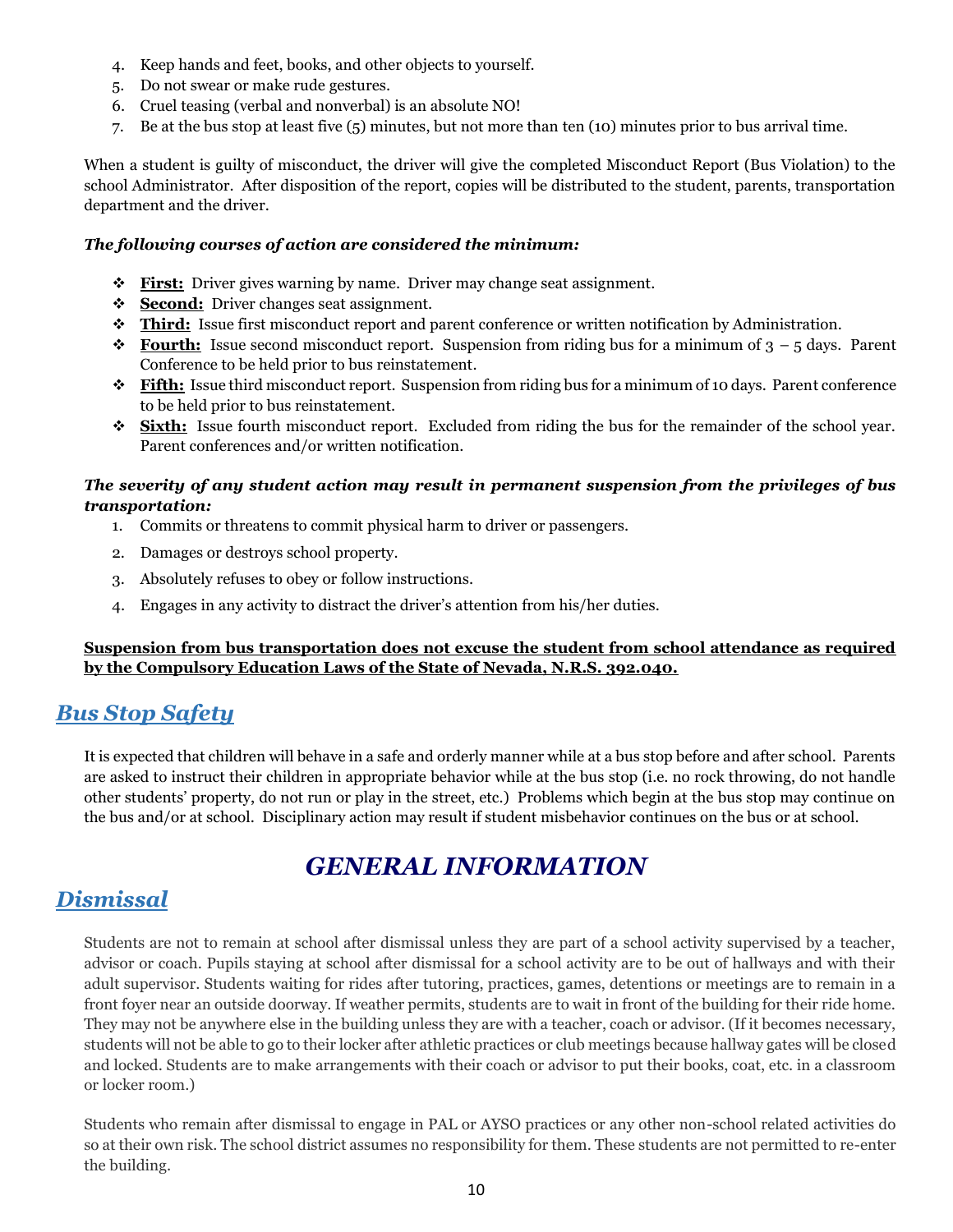4. Keep hands and feet, books, and other objects to yourself.
5. Do not swear or make rude gestures.
6. Cruel teasing (verbal and nonverbal) is an absolute NO!
7. Be at the bus stop at least five (5) minutes, but not more than ten (10) minutes prior to bus arrival time.

When a student is guilty of misconduct, the driver will give the completed Misconduct Report (Bus Violation) to the school Administrator. After disposition of the report, copies will be distributed to the student, parents, transportation department and the driver.

***The following courses of action are considered the minimum:***

- **First:** Driver gives warning by name. Driver may change seat assignment.
- **Second:** Driver changes seat assignment.
- **Third:** Issue first misconduct report and parent conference or written notification by Administration.
- **Fourth:** Issue second misconduct report. Suspension from riding bus for a minimum of 3 – 5 days. Parent Conference to be held prior to bus reinstatement.
- **Fifth:** Issue third misconduct report. Suspension from riding bus for a minimum of 10 days. Parent conference to be held prior to bus reinstatement.
- **Sixth:** Issue fourth misconduct report. Excluded from riding the bus for the remainder of the school year. Parent conferences and/or written notification.

***The severity of any student action may result in permanent suspension from the privileges of bus transportation:***

1. Commits or threatens to commit physical harm to driver or passengers.
2. Damages or destroys school property.
3. Absolutely refuses to obey or follow instructions.
4. Engages in any activity to distract the driver's attention from his/her duties.

**Suspension from bus transportation does not excuse the student from school attendance as required by the Compulsory Education Laws of the State of Nevada, N.R.S. 392.040.**

## *Bus Stop Safety*

It is expected that children will behave in a safe and orderly manner while at a bus stop before and after school. Parents are asked to instruct their children in appropriate behavior while at the bus stop (i.e. no rock throwing, do not handle other students' property, do not run or play in the street, etc.) Problems which begin at the bus stop may continue on the bus and/or at school. Disciplinary action may result if student misbehavior continues on the bus or at school.

# *GENERAL INFORMATION*

## *Dismissal*

Students are not to remain at school after dismissal unless they are part of a school activity supervised by a teacher, advisor or coach. Pupils staying at school after dismissal for a school activity are to be out of hallways and with their adult supervisor. Students waiting for rides after tutoring, practices, games, detentions or meetings are to remain in a front foyer near an outside doorway. If weather permits, students are to wait in front of the building for their ride home. They may not be anywhere else in the building unless they are with a teacher, coach or advisor. (If it becomes necessary, students will not be able to go to their locker after athletic practices or club meetings because hallway gates will be closed and locked. Students are to make arrangements with their coach or advisor to put their books, coat, etc. in a classroom or locker room.)

Students who remain after dismissal to engage in PAL or AYSO practices or any other non-school related activities do so at their own risk. The school district assumes no responsibility for them. These students are not permitted to re-enter the building.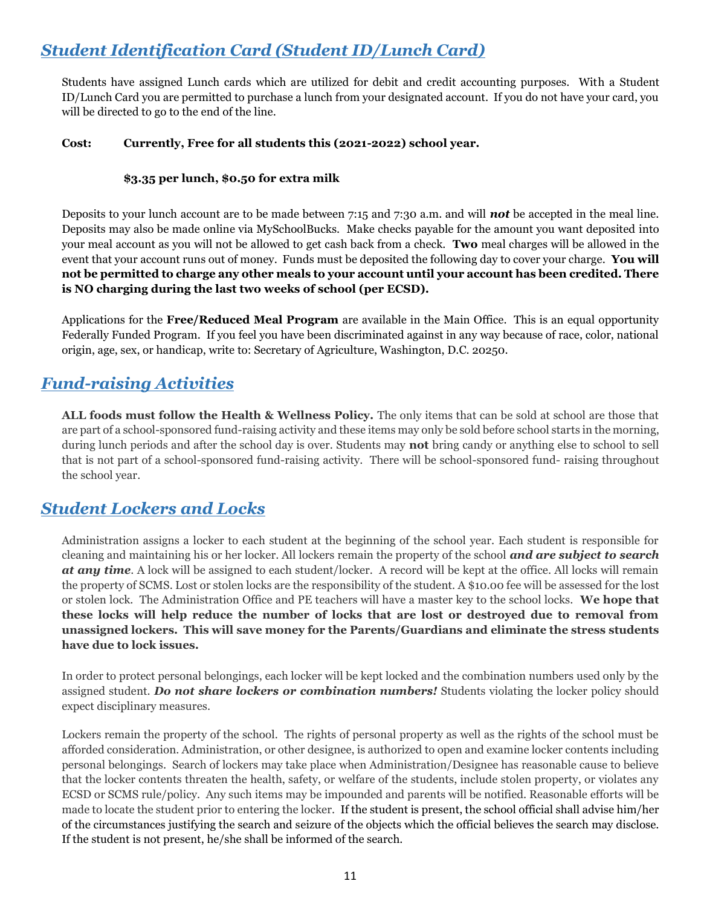## ***Student Identification Card (Student ID/Lunch Card)***

Students have assigned Lunch cards which are utilized for debit and credit accounting purposes. With a Student ID/Lunch Card you are permitted to purchase a lunch from your designated account. If you do not have your card, you will be directed to go to the end of the line.

**Cost: Currently, Free for all students this (2021-2022) school year.**

**$3.35 per lunch, $0.50 for extra milk**

Deposits to your lunch account are to be made between 7:15 and 7:30 a.m. and will ***not*** be accepted in the meal line. Deposits may also be made online via MySchoolBucks. Make checks payable for the amount you want deposited into your meal account as you will not be allowed to get cash back from a check. **Two** meal charges will be allowed in the event that your account runs out of money. Funds must be deposited the following day to cover your charge. **You will not be permitted to charge any other meals to your account until your account has been credited. There is NO charging during the last two weeks of school (per ECSD).**

Applications for the **Free/Reduced Meal Program** are available in the Main Office. This is an equal opportunity Federally Funded Program. If you feel you have been discriminated against in any way because of race, color, national origin, age, sex, or handicap, write to: Secretary of Agriculture, Washington, D.C. 20250.

## ***Fund-raising Activities***

**ALL foods must follow the Health & Wellness Policy.** The only items that can be sold at school are those that are part of a school-sponsored fund-raising activity and these items may only be sold before school starts in the morning, during lunch periods and after the school day is over. Students may **not** bring candy or anything else to school to sell that is not part of a school-sponsored fund-raising activity. There will be school-sponsored fund- raising throughout the school year.

## ***Student Lockers and Locks***

Administration assigns a locker to each student at the beginning of the school year. Each student is responsible for cleaning and maintaining his or her locker. All lockers remain the property of the school ***and are subject to search at any time***. A lock will be assigned to each student/locker. A record will be kept at the office. All locks will remain the property of SCMS. Lost or stolen locks are the responsibility of the student. A $10.00 fee will be assessed for the lost or stolen lock. The Administration Office and PE teachers will have a master key to the school locks. **We hope that these locks will help reduce the number of locks that are lost or destroyed due to removal from unassigned lockers. This will save money for the Parents/Guardians and eliminate the stress students have due to lock issues.**

In order to protect personal belongings, each locker will be kept locked and the combination numbers used only by the assigned student. ***Do not share lockers or combination numbers!*** Students violating the locker policy should expect disciplinary measures.

Lockers remain the property of the school. The rights of personal property as well as the rights of the school must be afforded consideration. Administration, or other designee, is authorized to open and examine locker contents including personal belongings. Search of lockers may take place when Administration/Designee has reasonable cause to believe that the locker contents threaten the health, safety, or welfare of the students, include stolen property, or violates any ECSD or SCMS rule/policy. Any such items may be impounded and parents will be notified. Reasonable efforts will be made to locate the student prior to entering the locker. If the student is present, the school official shall advise him/her of the circumstances justifying the search and seizure of the objects which the official believes the search may disclose. If the student is not present, he/she shall be informed of the search.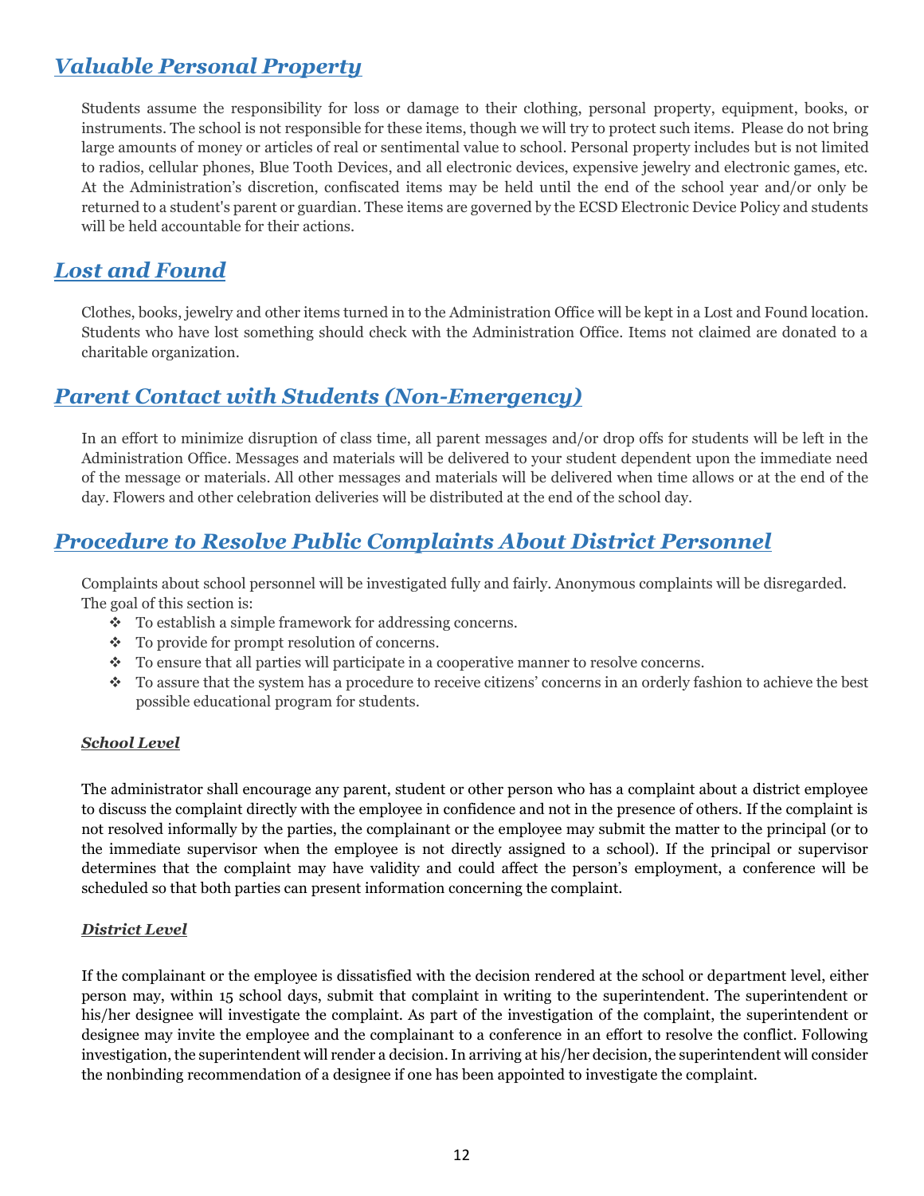## *Valuable Personal Property*

Students assume the responsibility for loss or damage to their clothing, personal property, equipment, books, or instruments. The school is not responsible for these items, though we will try to protect such items. Please do not bring large amounts of money or articles of real or sentimental value to school. Personal property includes but is not limited to radios, cellular phones, Blue Tooth Devices, and all electronic devices, expensive jewelry and electronic games, etc. At the Administration's discretion, confiscated items may be held until the end of the school year and/or only be returned to a student's parent or guardian. These items are governed by the ECSD Electronic Device Policy and students will be held accountable for their actions.

## *Lost and Found*

Clothes, books, jewelry and other items turned in to the Administration Office will be kept in a Lost and Found location. Students who have lost something should check with the Administration Office. Items not claimed are donated to a charitable organization.

## *Parent Contact with Students (Non-Emergency)*

In an effort to minimize disruption of class time, all parent messages and/or drop offs for students will be left in the Administration Office. Messages and materials will be delivered to your student dependent upon the immediate need of the message or materials. All other messages and materials will be delivered when time allows or at the end of the day. Flowers and other celebration deliveries will be distributed at the end of the school day.

## *Procedure to Resolve Public Complaints About District Personnel*

Complaints about school personnel will be investigated fully and fairly. Anonymous complaints will be disregarded. The goal of this section is:

- To establish a simple framework for addressing concerns.
- To provide for prompt resolution of concerns.
- To ensure that all parties will participate in a cooperative manner to resolve concerns.
- To assure that the system has a procedure to receive citizens' concerns in an orderly fashion to achieve the best possible educational program for students.

### ***School Level***

The administrator shall encourage any parent, student or other person who has a complaint about a district employee to discuss the complaint directly with the employee in confidence and not in the presence of others. If the complaint is not resolved informally by the parties, the complainant or the employee may submit the matter to the principal (or to the immediate supervisor when the employee is not directly assigned to a school). If the principal or supervisor determines that the complaint may have validity and could affect the person's employment, a conference will be scheduled so that both parties can present information concerning the complaint.

### ***District Level***

If the complainant or the employee is dissatisfied with the decision rendered at the school or department level, either person may, within 15 school days, submit that complaint in writing to the superintendent. The superintendent or his/her designee will investigate the complaint. As part of the investigation of the complaint, the superintendent or designee may invite the employee and the complainant to a conference in an effort to resolve the conflict. Following investigation, the superintendent will render a decision. In arriving at his/her decision, the superintendent will consider the nonbinding recommendation of a designee if one has been appointed to investigate the complaint.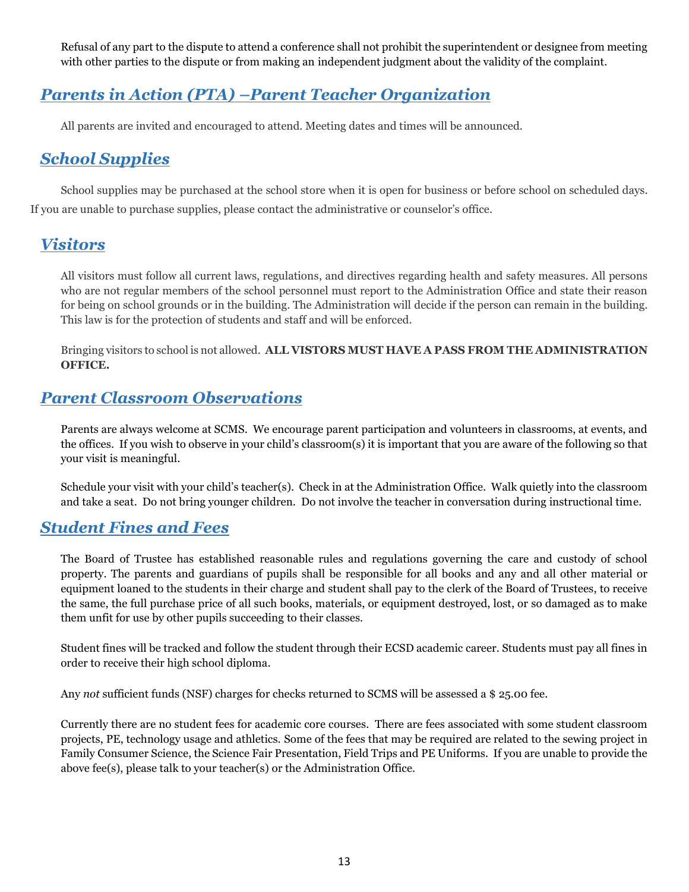Refusal of any part to the dispute to attend a conference shall not prohibit the superintendent or designee from meeting with other parties to the dispute or from making an independent judgment about the validity of the complaint.

## *Parents in Action (PTA) –Parent Teacher Organization*

All parents are invited and encouraged to attend. Meeting dates and times will be announced.

## *School Supplies*

School supplies may be purchased at the school store when it is open for business or before school on scheduled days. If you are unable to purchase supplies, please contact the administrative or counselor's office.

## *Visitors*

All visitors must follow all current laws, regulations, and directives regarding health and safety measures. All persons who are not regular members of the school personnel must report to the Administration Office and state their reason for being on school grounds or in the building. The Administration will decide if the person can remain in the building. This law is for the protection of students and staff and will be enforced.

Bringing visitors to school is not allowed. **ALL VISTORS MUST HAVE A PASS FROM THE ADMINISTRATION OFFICE.**

## *Parent Classroom Observations*

Parents are always welcome at SCMS. We encourage parent participation and volunteers in classrooms, at events, and the offices. If you wish to observe in your child's classroom(s) it is important that you are aware of the following so that your visit is meaningful.

Schedule your visit with your child's teacher(s). Check in at the Administration Office. Walk quietly into the classroom and take a seat. Do not bring younger children. Do not involve the teacher in conversation during instructional time.

## *Student Fines and Fees*

The Board of Trustee has established reasonable rules and regulations governing the care and custody of school property. The parents and guardians of pupils shall be responsible for all books and any and all other material or equipment loaned to the students in their charge and student shall pay to the clerk of the Board of Trustees, to receive the same, the full purchase price of all such books, materials, or equipment destroyed, lost, or so damaged as to make them unfit for use by other pupils succeeding to their classes.

Student fines will be tracked and follow the student through their ECSD academic career. Students must pay all fines in order to receive their high school diploma.

Any *not* sufficient funds (NSF) charges for checks returned to SCMS will be assessed a $ 25.00 fee.

Currently there are no student fees for academic core courses. There are fees associated with some student classroom projects, PE, technology usage and athletics. Some of the fees that may be required are related to the sewing project in Family Consumer Science, the Science Fair Presentation, Field Trips and PE Uniforms. If you are unable to provide the above fee(s), please talk to your teacher(s) or the Administration Office.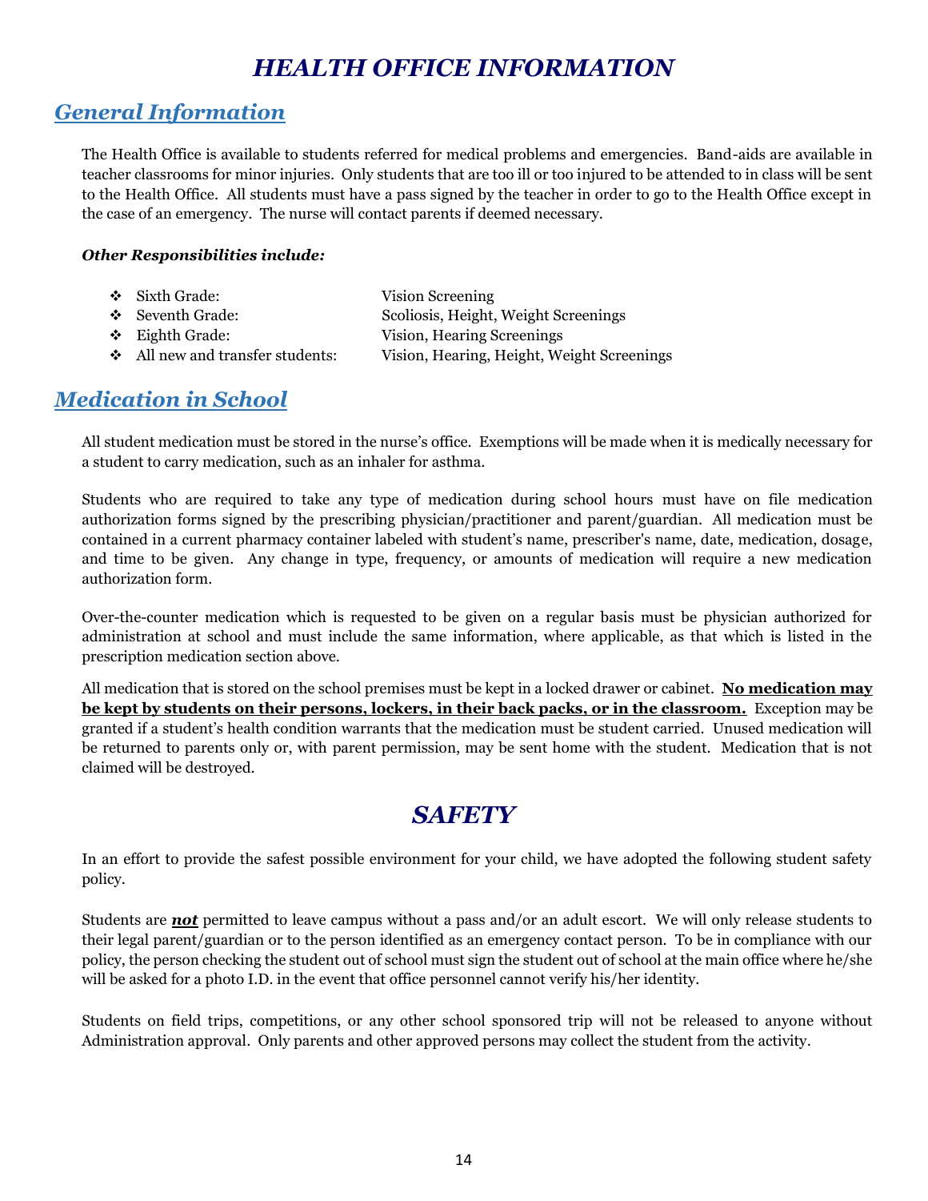# *HEALTH OFFICE INFORMATION*

## *General Information*

The Health Office is available to students referred for medical problems and emergencies. Band-aids are available in teacher classrooms for minor injuries. Only students that are too ill or too injured to be attended to in class will be sent to the Health Office. All students must have a pass signed by the teacher in order to go to the Health Office except in the case of an emergency. The nurse will contact parents if deemed necessary.

***Other Responsibilities include:***

- Sixth Grade: Vision Screening
- Seventh Grade: Scoliosis, Height, Weight Screenings
- Eighth Grade: Vision, Hearing Screenings
- All new and transfer students: Vision, Hearing, Height, Weight Screenings

## *Medication in School*

All student medication must be stored in the nurse's office. Exemptions will be made when it is medically necessary for a student to carry medication, such as an inhaler for asthma.

Students who are required to take any type of medication during school hours must have on file medication authorization forms signed by the prescribing physician/practitioner and parent/guardian. All medication must be contained in a current pharmacy container labeled with student's name, prescriber's name, date, medication, dosage, and time to be given. Any change in type, frequency, or amounts of medication will require a new medication authorization form.

Over-the-counter medication which is requested to be given on a regular basis must be physician authorized for administration at school and must include the same information, where applicable, as that which is listed in the prescription medication section above.

All medication that is stored on the school premises must be kept in a locked drawer or cabinet. **No medication may be kept by students on their persons, lockers, in their back packs, or in the classroom.** Exception may be granted if a student's health condition warrants that the medication must be student carried. Unused medication will be returned to parents only or, with parent permission, may be sent home with the student. Medication that is not claimed will be destroyed.

# *SAFETY*

In an effort to provide the safest possible environment for your child, we have adopted the following student safety policy.

Students are ***not*** permitted to leave campus without a pass and/or an adult escort. We will only release students to their legal parent/guardian or to the person identified as an emergency contact person. To be in compliance with our policy, the person checking the student out of school must sign the student out of school at the main office where he/she will be asked for a photo I.D. in the event that office personnel cannot verify his/her identity.

Students on field trips, competitions, or any other school sponsored trip will not be released to anyone without Administration approval. Only parents and other approved persons may collect the student from the activity.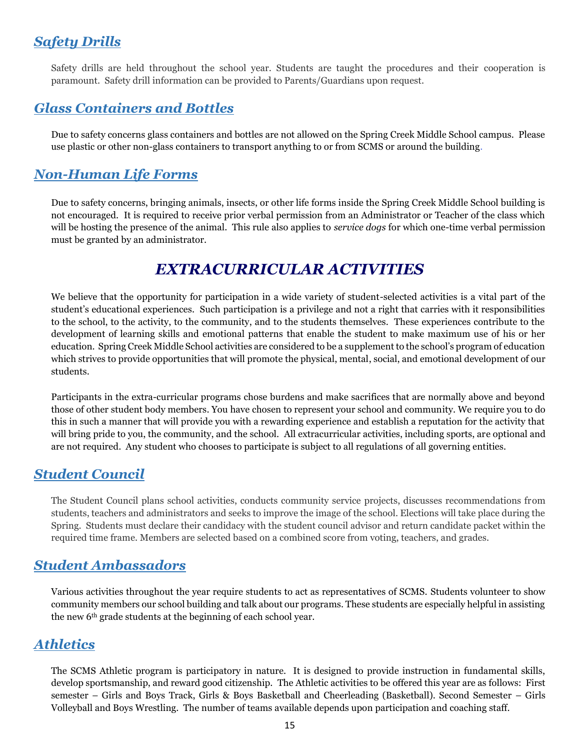## *Safety Drills*

Safety drills are held throughout the school year. Students are taught the procedures and their cooperation is paramount. Safety drill information can be provided to Parents/Guardians upon request.

## *Glass Containers and Bottles*

Due to safety concerns glass containers and bottles are not allowed on the Spring Creek Middle School campus. Please use plastic or other non-glass containers to transport anything to or from SCMS or around the building.

## *Non-Human Life Forms*

Due to safety concerns, bringing animals, insects, or other life forms inside the Spring Creek Middle School building is not encouraged. It is required to receive prior verbal permission from an Administrator or Teacher of the class which will be hosting the presence of the animal. This rule also applies to *service dogs* for which one-time verbal permission must be granted by an administrator.

# *EXTRACURRICULAR ACTIVITIES*

We believe that the opportunity for participation in a wide variety of student-selected activities is a vital part of the student's educational experiences. Such participation is a privilege and not a right that carries with it responsibilities to the school, to the activity, to the community, and to the students themselves. These experiences contribute to the development of learning skills and emotional patterns that enable the student to make maximum use of his or her education. Spring Creek Middle School activities are considered to be a supplement to the school's program of education which strives to provide opportunities that will promote the physical, mental, social, and emotional development of our students.

Participants in the extra-curricular programs chose burdens and make sacrifices that are normally above and beyond those of other student body members. You have chosen to represent your school and community. We require you to do this in such a manner that will provide you with a rewarding experience and establish a reputation for the activity that will bring pride to you, the community, and the school. All extracurricular activities, including sports, are optional and are not required. Any student who chooses to participate is subject to all regulations of all governing entities.

## *Student Council*

The Student Council plans school activities, conducts community service projects, discusses recommendations from students, teachers and administrators and seeks to improve the image of the school. Elections will take place during the Spring. Students must declare their candidacy with the student council advisor and return candidate packet within the required time frame. Members are selected based on a combined score from voting, teachers, and grades.

## *Student Ambassadors*

Various activities throughout the year require students to act as representatives of SCMS. Students volunteer to show community members our school building and talk about our programs. These students are especially helpful in assisting the new 6th grade students at the beginning of each school year.

## *Athletics*

The SCMS Athletic program is participatory in nature. It is designed to provide instruction in fundamental skills, develop sportsmanship, and reward good citizenship. The Athletic activities to be offered this year are as follows: First semester – Girls and Boys Track, Girls & Boys Basketball and Cheerleading (Basketball). Second Semester – Girls Volleyball and Boys Wrestling. The number of teams available depends upon participation and coaching staff.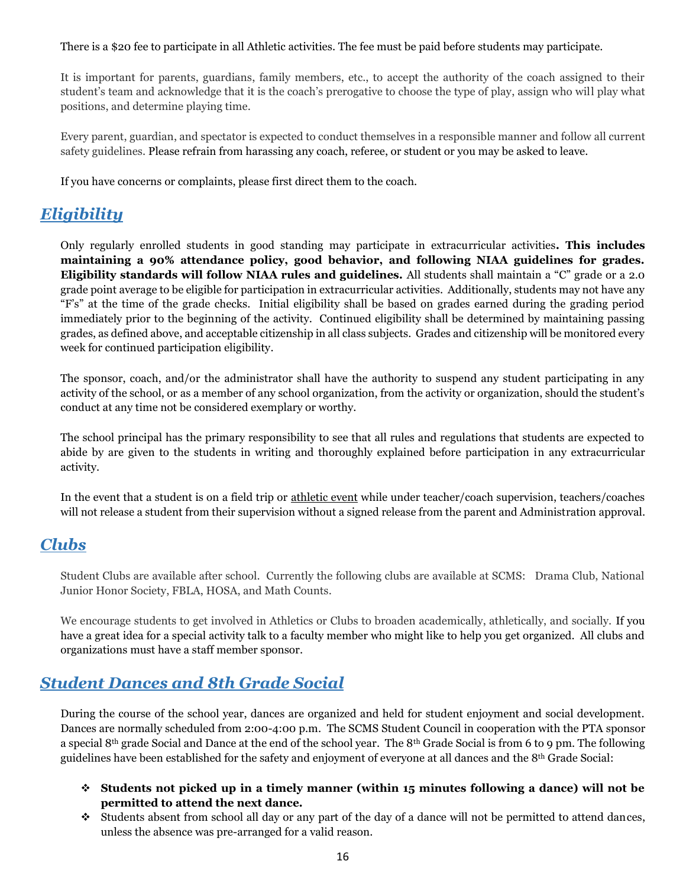There is a $20 fee to participate in all Athletic activities. The fee must be paid before students may participate.

It is important for parents, guardians, family members, etc., to accept the authority of the coach assigned to their student's team and acknowledge that it is the coach's prerogative to choose the type of play, assign who will play what positions, and determine playing time.

Every parent, guardian, and spectator is expected to conduct themselves in a responsible manner and follow all current safety guidelines. Please refrain from harassing any coach, referee, or student or you may be asked to leave.

If you have concerns or complaints, please first direct them to the coach.

## *Eligibility*

Only regularly enrolled students in good standing may participate in extracurricular activities**. This includes maintaining a 90% attendance policy, good behavior, and following NIAA guidelines for grades. Eligibility standards will follow NIAA rules and guidelines.** All students shall maintain a "C" grade or a 2.0 grade point average to be eligible for participation in extracurricular activities. Additionally, students may not have any "F's" at the time of the grade checks. Initial eligibility shall be based on grades earned during the grading period immediately prior to the beginning of the activity. Continued eligibility shall be determined by maintaining passing grades, as defined above, and acceptable citizenship in all class subjects. Grades and citizenship will be monitored every week for continued participation eligibility.

The sponsor, coach, and/or the administrator shall have the authority to suspend any student participating in any activity of the school, or as a member of any school organization, from the activity or organization, should the student's conduct at any time not be considered exemplary or worthy.

The school principal has the primary responsibility to see that all rules and regulations that students are expected to abide by are given to the students in writing and thoroughly explained before participation in any extracurricular activity.

In the event that a student is on a field trip or athletic event while under teacher/coach supervision, teachers/coaches will not release a student from their supervision without a signed release from the parent and Administration approval.

## *Clubs*

Student Clubs are available after school. Currently the following clubs are available at SCMS: Drama Club, National Junior Honor Society, FBLA, HOSA, and Math Counts.

We encourage students to get involved in Athletics or Clubs to broaden academically, athletically, and socially. If you have a great idea for a special activity talk to a faculty member who might like to help you get organized. All clubs and organizations must have a staff member sponsor.

## *Student Dances and 8th Grade Social*

During the course of the school year, dances are organized and held for student enjoyment and social development. Dances are normally scheduled from 2:00-4:00 p.m. The SCMS Student Council in cooperation with the PTA sponsor a special 8th grade Social and Dance at the end of the school year. The 8th Grade Social is from 6 to 9 pm. The following guidelines have been established for the safety and enjoyment of everyone at all dances and the 8th Grade Social:

- **Students not picked up in a timely manner (within 15 minutes following a dance) will not be permitted to attend the next dance.**
- Students absent from school all day or any part of the day of a dance will not be permitted to attend dances, unless the absence was pre-arranged for a valid reason.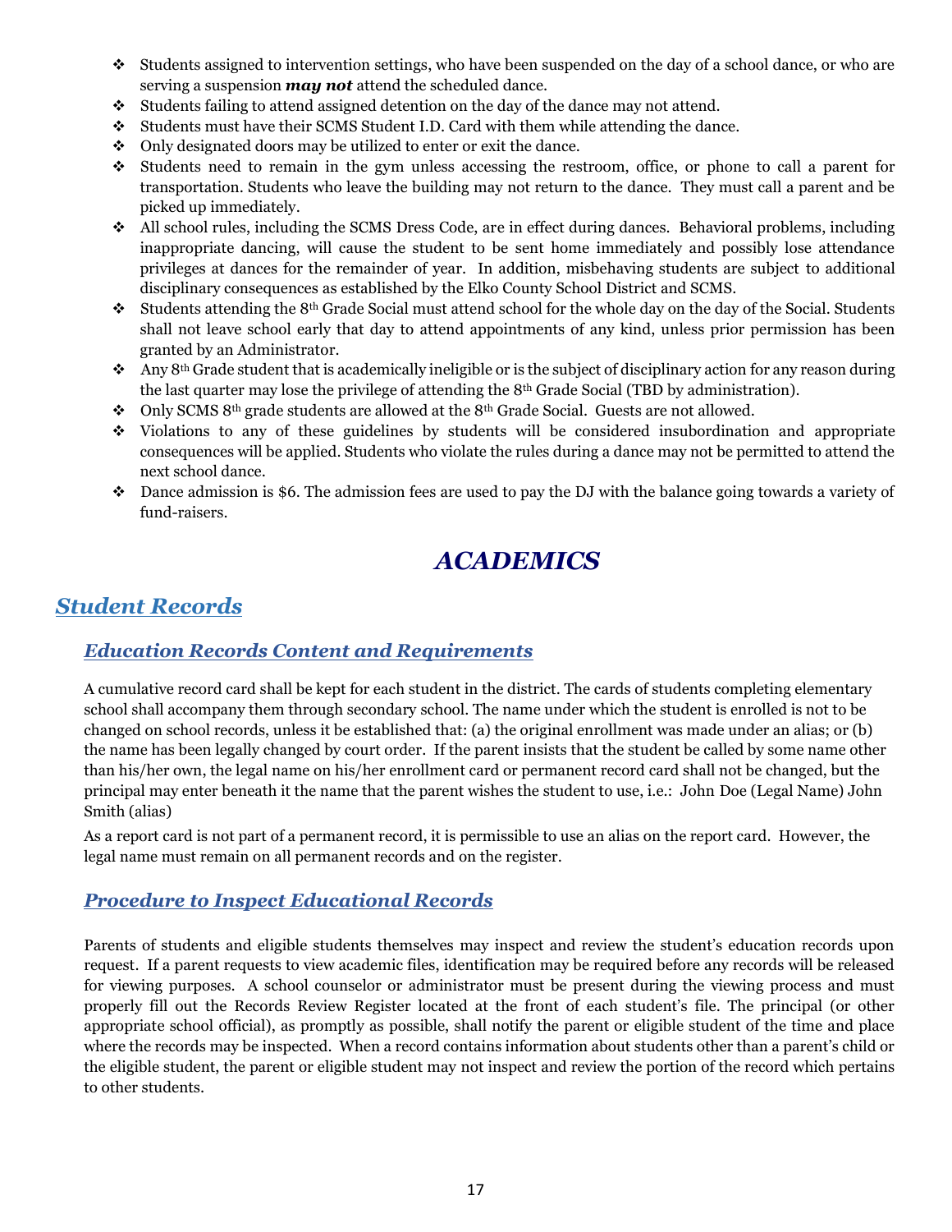- Students assigned to intervention settings, who have been suspended on the day of a school dance, or who are serving a suspension ***may not*** attend the scheduled dance.
- Students failing to attend assigned detention on the day of the dance may not attend.
- Students must have their SCMS Student I.D. Card with them while attending the dance.
- Only designated doors may be utilized to enter or exit the dance.
- Students need to remain in the gym unless accessing the restroom, office, or phone to call a parent for transportation. Students who leave the building may not return to the dance. They must call a parent and be picked up immediately.
- All school rules, including the SCMS Dress Code, are in effect during dances. Behavioral problems, including inappropriate dancing, will cause the student to be sent home immediately and possibly lose attendance privileges at dances for the remainder of year. In addition, misbehaving students are subject to additional disciplinary consequences as established by the Elko County School District and SCMS.
- Students attending the 8th Grade Social must attend school for the whole day on the day of the Social. Students shall not leave school early that day to attend appointments of any kind, unless prior permission has been granted by an Administrator.
- Any 8th Grade student that is academically ineligible or is the subject of disciplinary action for any reason during the last quarter may lose the privilege of attending the 8th Grade Social (TBD by administration).
- Only SCMS 8th grade students are allowed at the 8th Grade Social. Guests are not allowed.
- Violations to any of these guidelines by students will be considered insubordination and appropriate consequences will be applied. Students who violate the rules during a dance may not be permitted to attend the next school dance.
- Dance admission is $6. The admission fees are used to pay the DJ with the balance going towards a variety of fund-raisers.

# *ACADEMICS*

## *Student Records*

### *Education Records Content and Requirements*

A cumulative record card shall be kept for each student in the district. The cards of students completing elementary school shall accompany them through secondary school. The name under which the student is enrolled is not to be changed on school records, unless it be established that: (a) the original enrollment was made under an alias; or (b) the name has been legally changed by court order. If the parent insists that the student be called by some name other than his/her own, the legal name on his/her enrollment card or permanent record card shall not be changed, but the principal may enter beneath it the name that the parent wishes the student to use, i.e.: John Doe (Legal Name) John Smith (alias)

As a report card is not part of a permanent record, it is permissible to use an alias on the report card. However, the legal name must remain on all permanent records and on the register.

### *Procedure to Inspect Educational Records*

Parents of students and eligible students themselves may inspect and review the student's education records upon request. If a parent requests to view academic files, identification may be required before any records will be released for viewing purposes. A school counselor or administrator must be present during the viewing process and must properly fill out the Records Review Register located at the front of each student's file. The principal (or other appropriate school official), as promptly as possible, shall notify the parent or eligible student of the time and place where the records may be inspected. When a record contains information about students other than a parent's child or the eligible student, the parent or eligible student may not inspect and review the portion of the record which pertains to other students.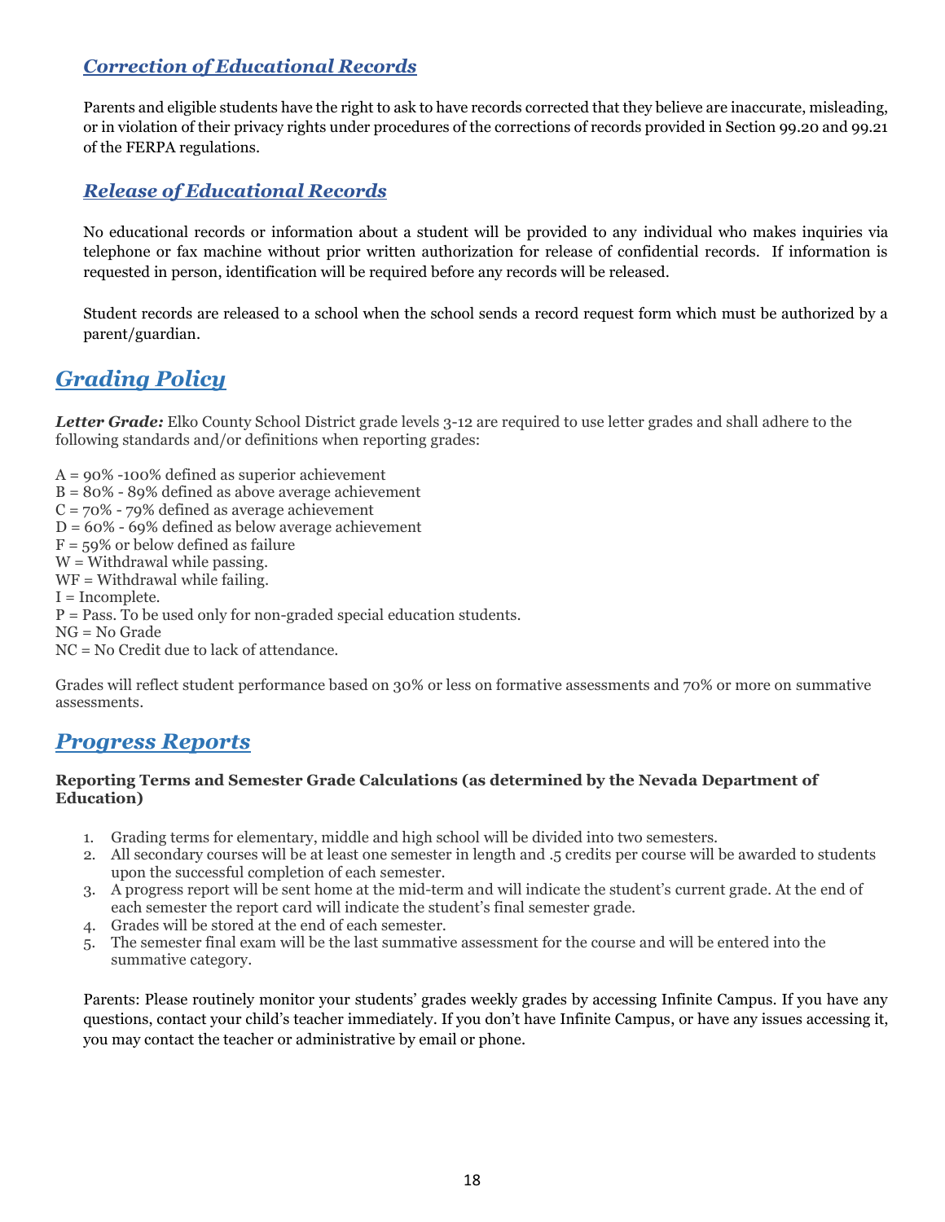### *Correction of Educational Records*

Parents and eligible students have the right to ask to have records corrected that they believe are inaccurate, misleading, or in violation of their privacy rights under procedures of the corrections of records provided in Section 99.20 and 99.21 of the FERPA regulations.

### *Release of Educational Records*

No educational records or information about a student will be provided to any individual who makes inquiries via telephone or fax machine without prior written authorization for release of confidential records. If information is requested in person, identification will be required before any records will be released.

Student records are released to a school when the school sends a record request form which must be authorized by a parent/guardian.

## *Grading Policy*

***Letter Grade:*** Elko County School District grade levels 3-12 are required to use letter grades and shall adhere to the following standards and/or definitions when reporting grades:

A = 90% -100% defined as superior achievement
B = 80% - 89% defined as above average achievement
C = 70% - 79% defined as average achievement
D = 60% - 69% defined as below average achievement
F = 59% or below defined as failure
W = Withdrawal while passing.
WF = Withdrawal while failing.
I = Incomplete.
P = Pass. To be used only for non-graded special education students.
NG = No Grade
NC = No Credit due to lack of attendance.

Grades will reflect student performance based on 30% or less on formative assessments and 70% or more on summative assessments.

## *Progress Reports*

**Reporting Terms and Semester Grade Calculations (as determined by the Nevada Department of Education)**

1. Grading terms for elementary, middle and high school will be divided into two semesters.
2. All secondary courses will be at least one semester in length and .5 credits per course will be awarded to students upon the successful completion of each semester.
3. A progress report will be sent home at the mid-term and will indicate the student's current grade. At the end of each semester the report card will indicate the student's final semester grade.
4. Grades will be stored at the end of each semester.
5. The semester final exam will be the last summative assessment for the course and will be entered into the summative category.

Parents: Please routinely monitor your students' grades weekly grades by accessing Infinite Campus. If you have any questions, contact your child's teacher immediately. If you don't have Infinite Campus, or have any issues accessing it, you may contact the teacher or administrative by email or phone.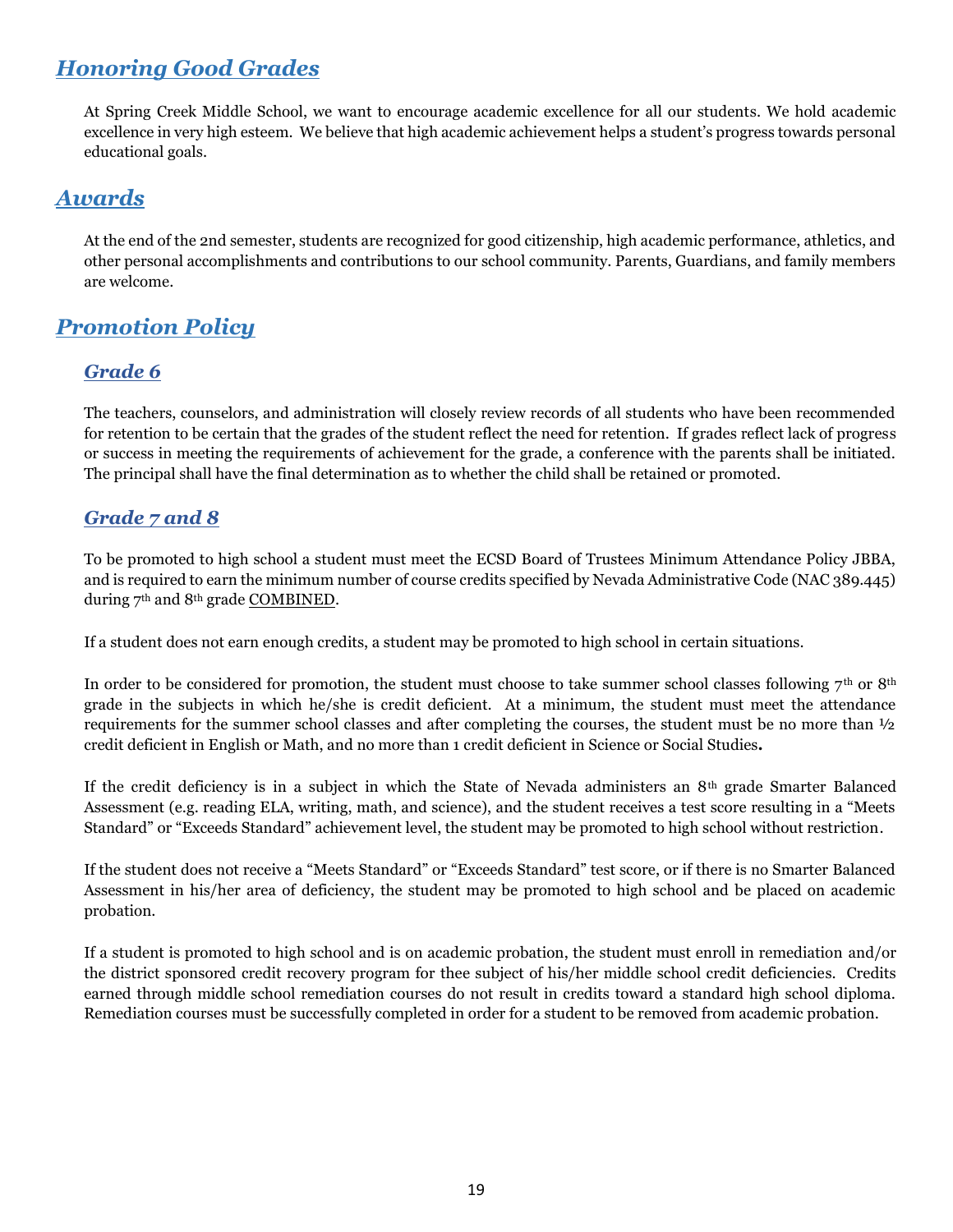## Honoring Good Grades

At Spring Creek Middle School, we want to encourage academic excellence for all our students. We hold academic excellence in very high esteem. We believe that high academic achievement helps a student's progress towards personal educational goals.

## Awards

At the end of the 2nd semester, students are recognized for good citizenship, high academic performance, athletics, and other personal accomplishments and contributions to our school community. Parents, Guardians, and family members are welcome.

## Promotion Policy

### Grade 6

The teachers, counselors, and administration will closely review records of all students who have been recommended for retention to be certain that the grades of the student reflect the need for retention. If grades reflect lack of progress or success in meeting the requirements of achievement for the grade, a conference with the parents shall be initiated. The principal shall have the final determination as to whether the child shall be retained or promoted.

### Grade 7 and 8

To be promoted to high school a student must meet the ECSD Board of Trustees Minimum Attendance Policy JBBA, and is required to earn the minimum number of course credits specified by Nevada Administrative Code (NAC 389.445) during 7th and 8th grade COMBINED.

If a student does not earn enough credits, a student may be promoted to high school in certain situations.

In order to be considered for promotion, the student must choose to take summer school classes following 7th or 8th grade in the subjects in which he/she is credit deficient. At a minimum, the student must meet the attendance requirements for the summer school classes and after completing the courses, the student must be no more than ½ credit deficient in English or Math, and no more than 1 credit deficient in Science or Social Studies**.**

If the credit deficiency is in a subject in which the State of Nevada administers an 8th grade Smarter Balanced Assessment (e.g. reading ELA, writing, math, and science), and the student receives a test score resulting in a "Meets Standard" or "Exceeds Standard" achievement level, the student may be promoted to high school without restriction.

If the student does not receive a "Meets Standard" or "Exceeds Standard" test score, or if there is no Smarter Balanced Assessment in his/her area of deficiency, the student may be promoted to high school and be placed on academic probation.

If a student is promoted to high school and is on academic probation, the student must enroll in remediation and/or the district sponsored credit recovery program for thee subject of his/her middle school credit deficiencies. Credits earned through middle school remediation courses do not result in credits toward a standard high school diploma. Remediation courses must be successfully completed in order for a student to be removed from academic probation.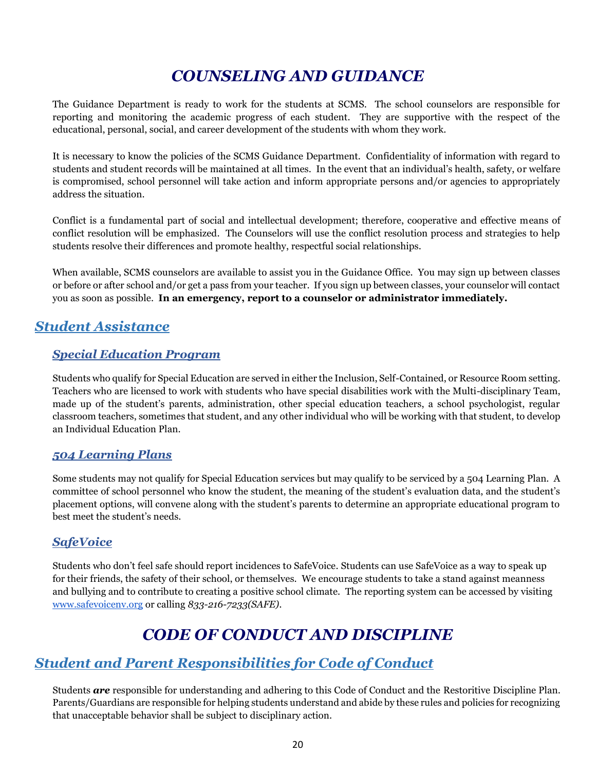# COUNSELING AND GUIDANCE

The Guidance Department is ready to work for the students at SCMS. The school counselors are responsible for reporting and monitoring the academic progress of each student. They are supportive with the respect of the educational, personal, social, and career development of the students with whom they work.

It is necessary to know the policies of the SCMS Guidance Department. Confidentiality of information with regard to students and student records will be maintained at all times. In the event that an individual's health, safety, or welfare is compromised, school personnel will take action and inform appropriate persons and/or agencies to appropriately address the situation.

Conflict is a fundamental part of social and intellectual development; therefore, cooperative and effective means of conflict resolution will be emphasized. The Counselors will use the conflict resolution process and strategies to help students resolve their differences and promote healthy, respectful social relationships.

When available, SCMS counselors are available to assist you in the Guidance Office. You may sign up between classes or before or after school and/or get a pass from your teacher. If you sign up between classes, your counselor will contact you as soon as possible. **In an emergency, report to a counselor or administrator immediately.**

## Student Assistance

### Special Education Program

Students who qualify for Special Education are served in either the Inclusion, Self-Contained, or Resource Room setting. Teachers who are licensed to work with students who have special disabilities work with the Multi-disciplinary Team, made up of the student's parents, administration, other special education teachers, a school psychologist, regular classroom teachers, sometimes that student, and any other individual who will be working with that student, to develop an Individual Education Plan.

### 504 Learning Plans

Some students may not qualify for Special Education services but may qualify to be serviced by a 504 Learning Plan. A committee of school personnel who know the student, the meaning of the student's evaluation data, and the student's placement options, will convene along with the student's parents to determine an appropriate educational program to best meet the student's needs.

### SafeVoice

Students who don't feel safe should report incidences to SafeVoice. Students can use SafeVoice as a way to speak up for their friends, the safety of their school, or themselves. We encourage students to take a stand against meanness and bullying and to contribute to creating a positive school climate. The reporting system can be accessed by visiting www.safevoicenv.org or calling *833-216-7233(SAFE)*.

# CODE OF CONDUCT AND DISCIPLINE

## Student and Parent Responsibilities for Code of Conduct

Students ***are*** responsible for understanding and adhering to this Code of Conduct and the Restoritive Discipline Plan. Parents/Guardians are responsible for helping students understand and abide by these rules and policies for recognizing that unacceptable behavior shall be subject to disciplinary action.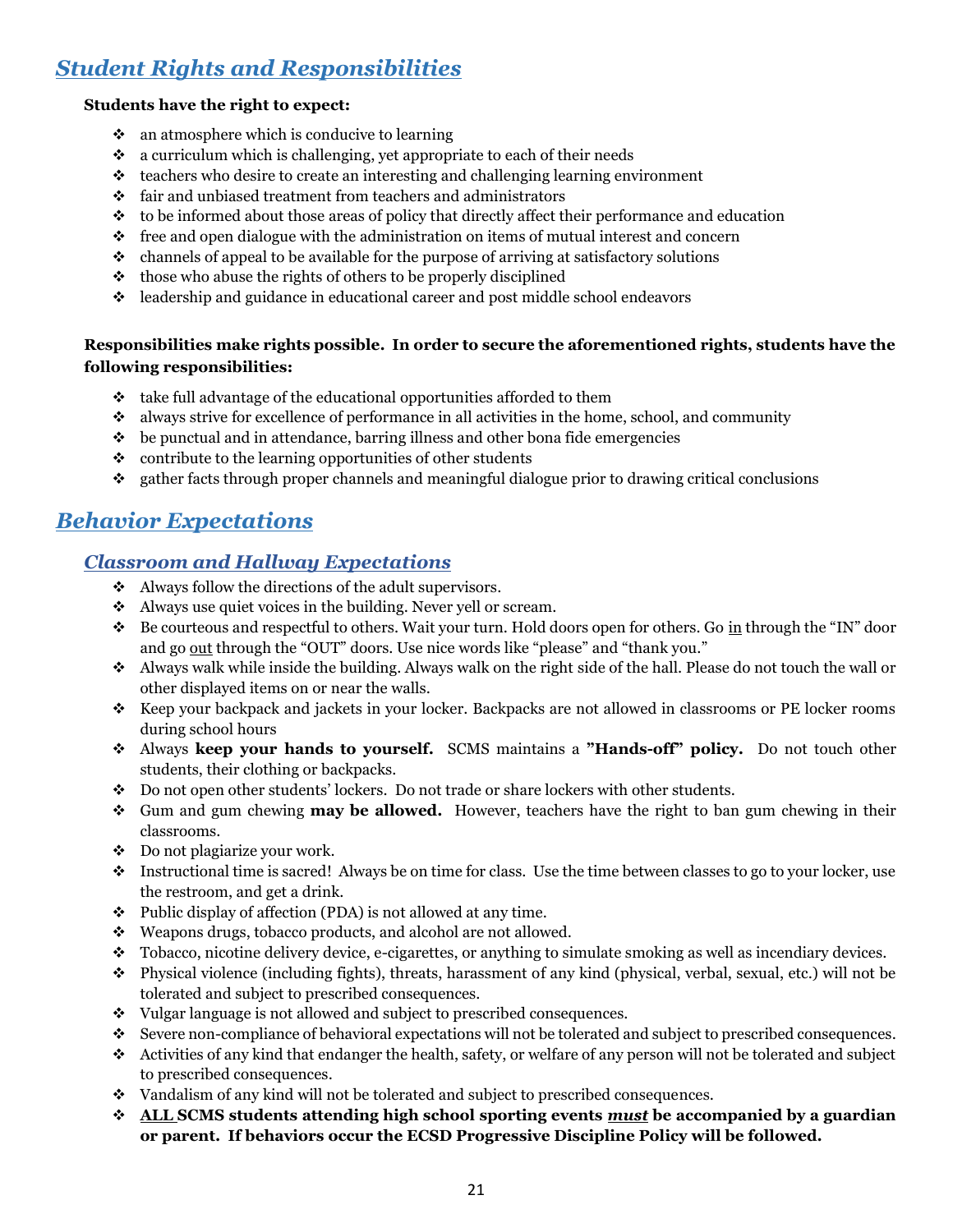## *Student Rights and Responsibilities*

**Students have the right to expect:**

- an atmosphere which is conducive to learning
- a curriculum which is challenging, yet appropriate to each of their needs
- teachers who desire to create an interesting and challenging learning environment
- fair and unbiased treatment from teachers and administrators
- to be informed about those areas of policy that directly affect their performance and education
- free and open dialogue with the administration on items of mutual interest and concern
- channels of appeal to be available for the purpose of arriving at satisfactory solutions
- those who abuse the rights of others to be properly disciplined
- leadership and guidance in educational career and post middle school endeavors

**Responsibilities make rights possible. In order to secure the aforementioned rights, students have the following responsibilities:**

- take full advantage of the educational opportunities afforded to them
- always strive for excellence of performance in all activities in the home, school, and community
- be punctual and in attendance, barring illness and other bona fide emergencies
- contribute to the learning opportunities of other students
- gather facts through proper channels and meaningful dialogue prior to drawing critical conclusions

## *Behavior Expectations*

### *Classroom and Hallway Expectations*

- Always follow the directions of the adult supervisors.
- Always use quiet voices in the building. Never yell or scream.
- Be courteous and respectful to others. Wait your turn. Hold doors open for others. Go <u>in</u> through the "IN" door and go <u>out</u> through the "OUT" doors. Use nice words like "please" and "thank you."
- Always walk while inside the building. Always walk on the right side of the hall. Please do not touch the wall or other displayed items on or near the walls.
- Keep your backpack and jackets in your locker. Backpacks are not allowed in classrooms or PE locker rooms during school hours
- Always **keep your hands to yourself.** SCMS maintains a **"Hands-off" policy.** Do not touch other students, their clothing or backpacks.
- Do not open other students' lockers. Do not trade or share lockers with other students.
- Gum and gum chewing **may be allowed.** However, teachers have the right to ban gum chewing in their classrooms.
- Do not plagiarize your work.
- Instructional time is sacred! Always be on time for class. Use the time between classes to go to your locker, use the restroom, and get a drink.
- Public display of affection (PDA) is not allowed at any time.
- Weapons drugs, tobacco products, and alcohol are not allowed.
- Tobacco, nicotine delivery device, e-cigarettes, or anything to simulate smoking as well as incendiary devices.
- Physical violence (including fights), threats, harassment of any kind (physical, verbal, sexual, etc.) will not be tolerated and subject to prescribed consequences.
- Vulgar language is not allowed and subject to prescribed consequences.
- Severe non-compliance of behavioral expectations will not be tolerated and subject to prescribed consequences.
- Activities of any kind that endanger the health, safety, or welfare of any person will not be tolerated and subject to prescribed consequences.
- Vandalism of any kind will not be tolerated and subject to prescribed consequences.
- **<u>ALL</u> SCMS students attending high school sporting events <u>*must*</u> be accompanied by a guardian or parent. If behaviors occur the ECSD Progressive Discipline Policy will be followed.**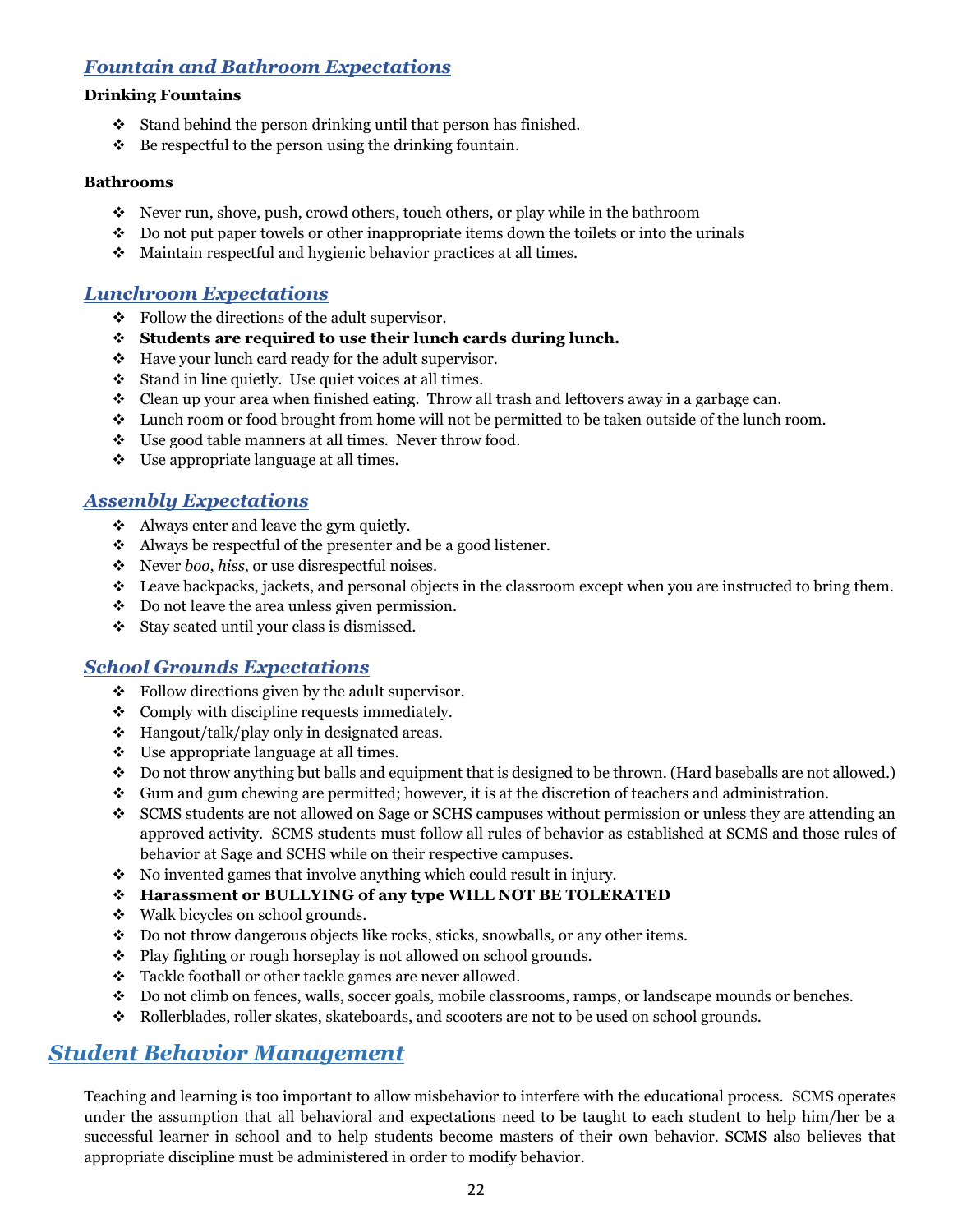## ***Fountain and Bathroom Expectations***

**Drinking Fountains**

- Stand behind the person drinking until that person has finished.
- Be respectful to the person using the drinking fountain.

**Bathrooms**

- Never run, shove, push, crowd others, touch others, or play while in the bathroom
- Do not put paper towels or other inappropriate items down the toilets or into the urinals
- Maintain respectful and hygienic behavior practices at all times.

## ***Lunchroom Expectations***

- Follow the directions of the adult supervisor.
- **Students are required to use their lunch cards during lunch.**
- Have your lunch card ready for the adult supervisor.
- Stand in line quietly. Use quiet voices at all times.
- Clean up your area when finished eating. Throw all trash and leftovers away in a garbage can.
- Lunch room or food brought from home will not be permitted to be taken outside of the lunch room.
- Use good table manners at all times. Never throw food.
- Use appropriate language at all times.

## ***Assembly Expectations***

- Always enter and leave the gym quietly.
- Always be respectful of the presenter and be a good listener.
- Never *boo*, *hiss*, or use disrespectful noises.
- Leave backpacks, jackets, and personal objects in the classroom except when you are instructed to bring them.
- Do not leave the area unless given permission.
- Stay seated until your class is dismissed.

## ***School Grounds Expectations***

- Follow directions given by the adult supervisor.
- Comply with discipline requests immediately.
- Hangout/talk/play only in designated areas.
- Use appropriate language at all times.
- Do not throw anything but balls and equipment that is designed to be thrown. (Hard baseballs are not allowed.)
- Gum and gum chewing are permitted; however, it is at the discretion of teachers and administration.
- SCMS students are not allowed on Sage or SCHS campuses without permission or unless they are attending an approved activity. SCMS students must follow all rules of behavior as established at SCMS and those rules of behavior at Sage and SCHS while on their respective campuses.
- No invented games that involve anything which could result in injury.
- **Harassment or BULLYING of any type WILL NOT BE TOLERATED**
- Walk bicycles on school grounds.
- Do not throw dangerous objects like rocks, sticks, snowballs, or any other items.
- Play fighting or rough horseplay is not allowed on school grounds.
- Tackle football or other tackle games are never allowed.
- Do not climb on fences, walls, soccer goals, mobile classrooms, ramps, or landscape mounds or benches.
- Rollerblades, roller skates, skateboards, and scooters are not to be used on school grounds.

# ***Student Behavior Management***

Teaching and learning is too important to allow misbehavior to interfere with the educational process. SCMS operates under the assumption that all behavioral and expectations need to be taught to each student to help him/her be a successful learner in school and to help students become masters of their own behavior. SCMS also believes that appropriate discipline must be administered in order to modify behavior.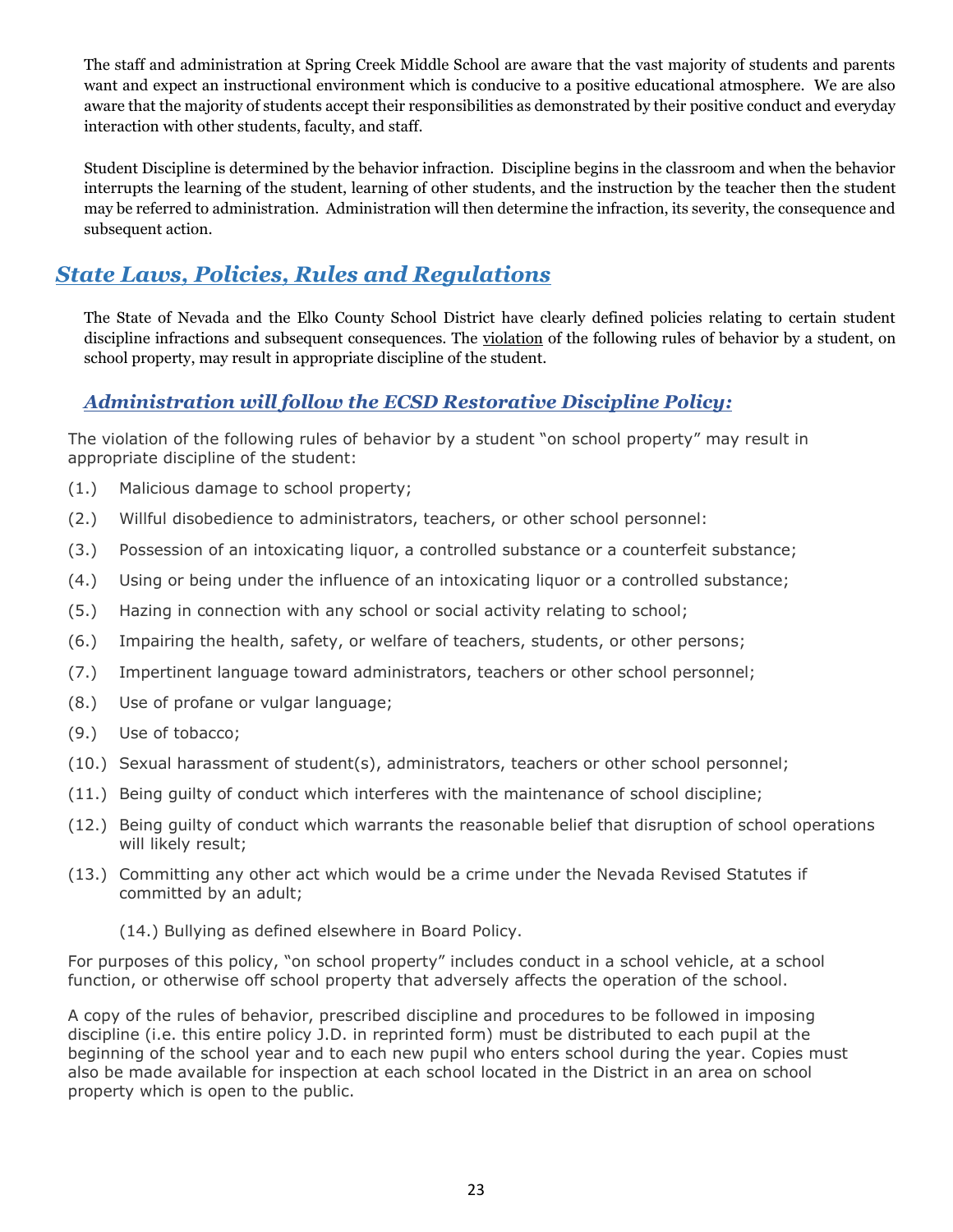The staff and administration at Spring Creek Middle School are aware that the vast majority of students and parents want and expect an instructional environment which is conducive to a positive educational atmosphere. We are also aware that the majority of students accept their responsibilities as demonstrated by their positive conduct and everyday interaction with other students, faculty, and staff.

Student Discipline is determined by the behavior infraction. Discipline begins in the classroom and when the behavior interrupts the learning of the student, learning of other students, and the instruction by the teacher then the student may be referred to administration. Administration will then determine the infraction, its severity, the consequence and subsequent action.

## *State Laws, Policies, Rules and Regulations*

The State of Nevada and the Elko County School District have clearly defined policies relating to certain student discipline infractions and subsequent consequences. The violation of the following rules of behavior by a student, on school property, may result in appropriate discipline of the student.

### *Administration will follow the ECSD Restorative Discipline Policy:*

The violation of the following rules of behavior by a student "on school property" may result in appropriate discipline of the student:

(1.) Malicious damage to school property;

(2.) Willful disobedience to administrators, teachers, or other school personnel:

(3.) Possession of an intoxicating liquor, a controlled substance or a counterfeit substance;

(4.) Using or being under the influence of an intoxicating liquor or a controlled substance;

(5.) Hazing in connection with any school or social activity relating to school;

(6.) Impairing the health, safety, or welfare of teachers, students, or other persons;

(7.) Impertinent language toward administrators, teachers or other school personnel;

(8.) Use of profane or vulgar language;

(9.) Use of tobacco;

(10.) Sexual harassment of student(s), administrators, teachers or other school personnel;

(11.) Being guilty of conduct which interferes with the maintenance of school discipline;

(12.) Being guilty of conduct which warrants the reasonable belief that disruption of school operations will likely result;

(13.) Committing any other act which would be a crime under the Nevada Revised Statutes if committed by an adult;

(14.) Bullying as defined elsewhere in Board Policy.

For purposes of this policy, "on school property" includes conduct in a school vehicle, at a school function, or otherwise off school property that adversely affects the operation of the school.

A copy of the rules of behavior, prescribed discipline and procedures to be followed in imposing discipline (i.e. this entire policy J.D. in reprinted form) must be distributed to each pupil at the beginning of the school year and to each new pupil who enters school during the year. Copies must also be made available for inspection at each school located in the District in an area on school property which is open to the public.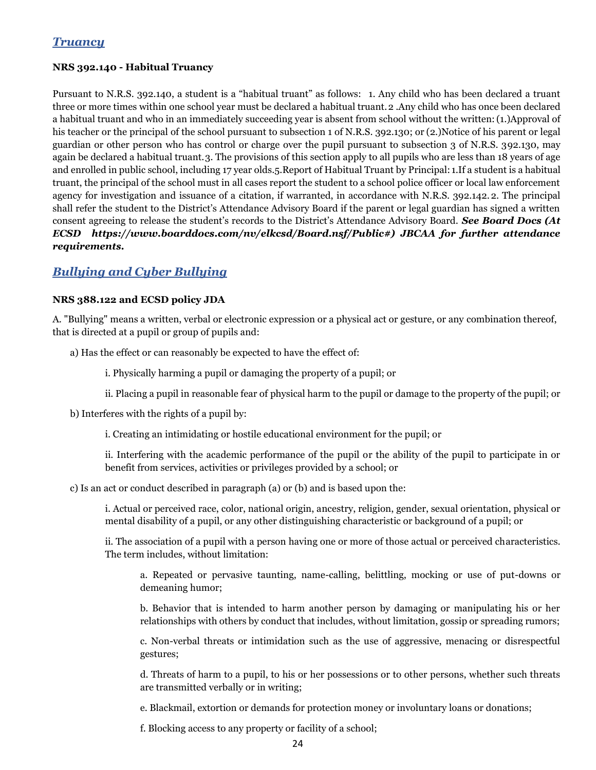## *Truancy*

**NRS 392.140 - Habitual Truancy**

Pursuant to N.R.S. 392.140, a student is a "habitual truant" as follows: 1. Any child who has been declared a truant three or more times within one school year must be declared a habitual truant. 2 .Any child who has once been declared a habitual truant and who in an immediately succeeding year is absent from school without the written: (1.)Approval of his teacher or the principal of the school pursuant to subsection 1 of N.R.S. 392.130; or (2.)Notice of his parent or legal guardian or other person who has control or charge over the pupil pursuant to subsection 3 of N.R.S. 392.130, may again be declared a habitual truant. 3. The provisions of this section apply to all pupils who are less than 18 years of age and enrolled in public school, including 17 year olds. 5.Report of Habitual Truant by Principal: 1.If a student is a habitual truant, the principal of the school must in all cases report the student to a school police officer or local law enforcement agency for investigation and issuance of a citation, if warranted, in accordance with N.R.S. 392.142. 2. The principal shall refer the student to the District's Attendance Advisory Board if the parent or legal guardian has signed a written consent agreeing to release the student's records to the District's Attendance Advisory Board. ***See Board Docs (At ECSD https://www.boarddocs.com/nv/elkcsd/Board.nsf/Public#) JBCAA for further attendance requirements.***

## *Bullying and Cyber Bullying*

**NRS 388.122 and ECSD policy JDA**

A. "Bullying" means a written, verbal or electronic expression or a physical act or gesture, or any combination thereof, that is directed at a pupil or group of pupils and:

a) Has the effect or can reasonably be expected to have the effect of:

i. Physically harming a pupil or damaging the property of a pupil; or

ii. Placing a pupil in reasonable fear of physical harm to the pupil or damage to the property of the pupil; or

b) Interferes with the rights of a pupil by:

i. Creating an intimidating or hostile educational environment for the pupil; or

ii. Interfering with the academic performance of the pupil or the ability of the pupil to participate in or benefit from services, activities or privileges provided by a school; or

c) Is an act or conduct described in paragraph (a) or (b) and is based upon the:

i. Actual or perceived race, color, national origin, ancestry, religion, gender, sexual orientation, physical or mental disability of a pupil, or any other distinguishing characteristic or background of a pupil; or

ii. The association of a pupil with a person having one or more of those actual or perceived characteristics. The term includes, without limitation:

a. Repeated or pervasive taunting, name-calling, belittling, mocking or use of put-downs or demeaning humor;

b. Behavior that is intended to harm another person by damaging or manipulating his or her relationships with others by conduct that includes, without limitation, gossip or spreading rumors;

c. Non-verbal threats or intimidation such as the use of aggressive, menacing or disrespectful gestures;

d. Threats of harm to a pupil, to his or her possessions or to other persons, whether such threats are transmitted verbally or in writing;

e. Blackmail, extortion or demands for protection money or involuntary loans or donations;

f. Blocking access to any property or facility of a school;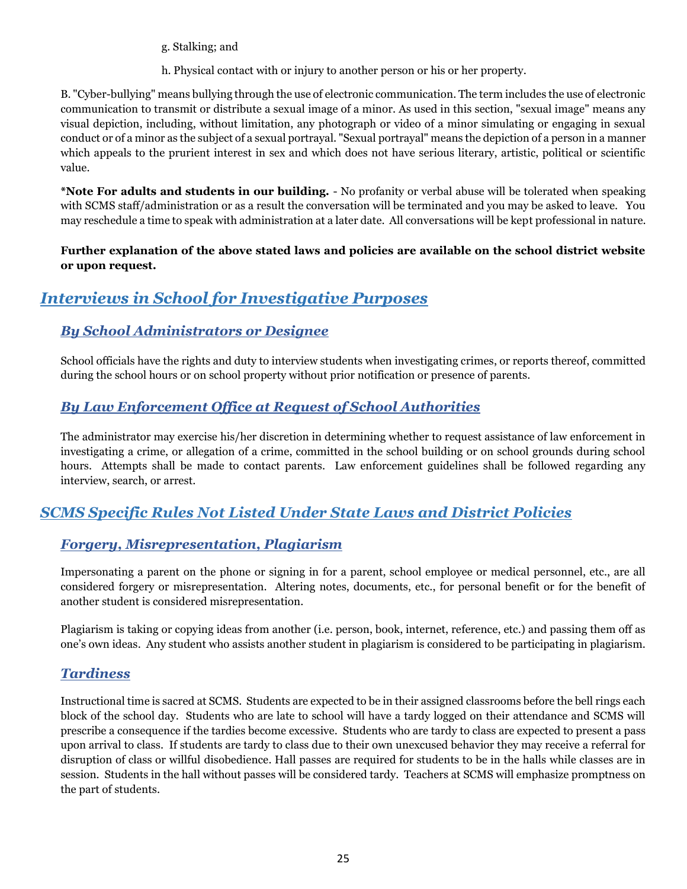g. Stalking; and

h. Physical contact with or injury to another person or his or her property.

B. "Cyber-bullying" means bullying through the use of electronic communication. The term includes the use of electronic communication to transmit or distribute a sexual image of a minor. As used in this section, "sexual image" means any visual depiction, including, without limitation, any photograph or video of a minor simulating or engaging in sexual conduct or of a minor as the subject of a sexual portrayal. "Sexual portrayal" means the depiction of a person in a manner which appeals to the prurient interest in sex and which does not have serious literary, artistic, political or scientific value.

***Note For adults and students in our building.** - No profanity or verbal abuse will be tolerated when speaking with SCMS staff/administration or as a result the conversation will be terminated and you may be asked to leave. You may reschedule a time to speak with administration at a later date. All conversations will be kept professional in nature.

**Further explanation of the above stated laws and policies are available on the school district website or upon request.**

## *Interviews in School for Investigative Purposes*

### *By School Administrators or Designee*

School officials have the rights and duty to interview students when investigating crimes, or reports thereof, committed during the school hours or on school property without prior notification or presence of parents.

### *By Law Enforcement Office at Request of School Authorities*

The administrator may exercise his/her discretion in determining whether to request assistance of law enforcement in investigating a crime, or allegation of a crime, committed in the school building or on school grounds during school hours. Attempts shall be made to contact parents. Law enforcement guidelines shall be followed regarding any interview, search, or arrest.

## *SCMS Specific Rules Not Listed Under State Laws and District Policies*

### *Forgery, Misrepresentation, Plagiarism*

Impersonating a parent on the phone or signing in for a parent, school employee or medical personnel, etc., are all considered forgery or misrepresentation. Altering notes, documents, etc., for personal benefit or for the benefit of another student is considered misrepresentation.

Plagiarism is taking or copying ideas from another (i.e. person, book, internet, reference, etc.) and passing them off as one's own ideas. Any student who assists another student in plagiarism is considered to be participating in plagiarism.

### *Tardiness*

Instructional time is sacred at SCMS. Students are expected to be in their assigned classrooms before the bell rings each block of the school day. Students who are late to school will have a tardy logged on their attendance and SCMS will prescribe a consequence if the tardies become excessive. Students who are tardy to class are expected to present a pass upon arrival to class. If students are tardy to class due to their own unexcused behavior they may receive a referral for disruption of class or willful disobedience. Hall passes are required for students to be in the halls while classes are in session. Students in the hall without passes will be considered tardy. Teachers at SCMS will emphasize promptness on the part of students.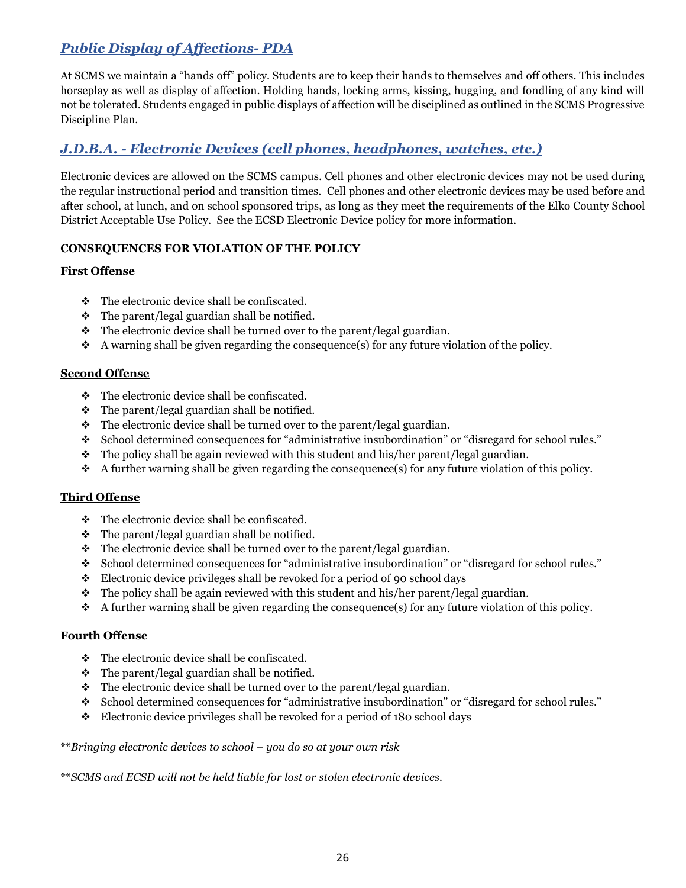## *Public Display of Affections- PDA*

At SCMS we maintain a "hands off" policy. Students are to keep their hands to themselves and off others. This includes horseplay as well as display of affection. Holding hands, locking arms, kissing, hugging, and fondling of any kind will not be tolerated. Students engaged in public displays of affection will be disciplined as outlined in the SCMS Progressive Discipline Plan.

## *J.D.B.A. - Electronic Devices (cell phones, headphones, watches, etc.)*

Electronic devices are allowed on the SCMS campus. Cell phones and other electronic devices may not be used during the regular instructional period and transition times. Cell phones and other electronic devices may be used before and after school, at lunch, and on school sponsored trips, as long as they meet the requirements of the Elko County School District Acceptable Use Policy. See the ECSD Electronic Device policy for more information.

**CONSEQUENCES FOR VIOLATION OF THE POLICY**

**First Offense**

- The electronic device shall be confiscated.
- The parent/legal guardian shall be notified.
- The electronic device shall be turned over to the parent/legal guardian.
- A warning shall be given regarding the consequence(s) for any future violation of the policy.

**Second Offense**

- The electronic device shall be confiscated.
- The parent/legal guardian shall be notified.
- The electronic device shall be turned over to the parent/legal guardian.
- School determined consequences for "administrative insubordination" or "disregard for school rules."
- The policy shall be again reviewed with this student and his/her parent/legal guardian.
- A further warning shall be given regarding the consequence(s) for any future violation of this policy.

**Third Offense**

- The electronic device shall be confiscated.
- The parent/legal guardian shall be notified.
- The electronic device shall be turned over to the parent/legal guardian.
- School determined consequences for "administrative insubordination" or "disregard for school rules."
- Electronic device privileges shall be revoked for a period of 90 school days
- The policy shall be again reviewed with this student and his/her parent/legal guardian.
- A further warning shall be given regarding the consequence(s) for any future violation of this policy.

**Fourth Offense**

- The electronic device shall be confiscated.
- The parent/legal guardian shall be notified.
- The electronic device shall be turned over to the parent/legal guardian.
- School determined consequences for "administrative insubordination" or "disregard for school rules."
- Electronic device privileges shall be revoked for a period of 180 school days

\*\**Bringing electronic devices to school – you do so at your own risk*

\*\**SCMS and ECSD will not be held liable for lost or stolen electronic devices.*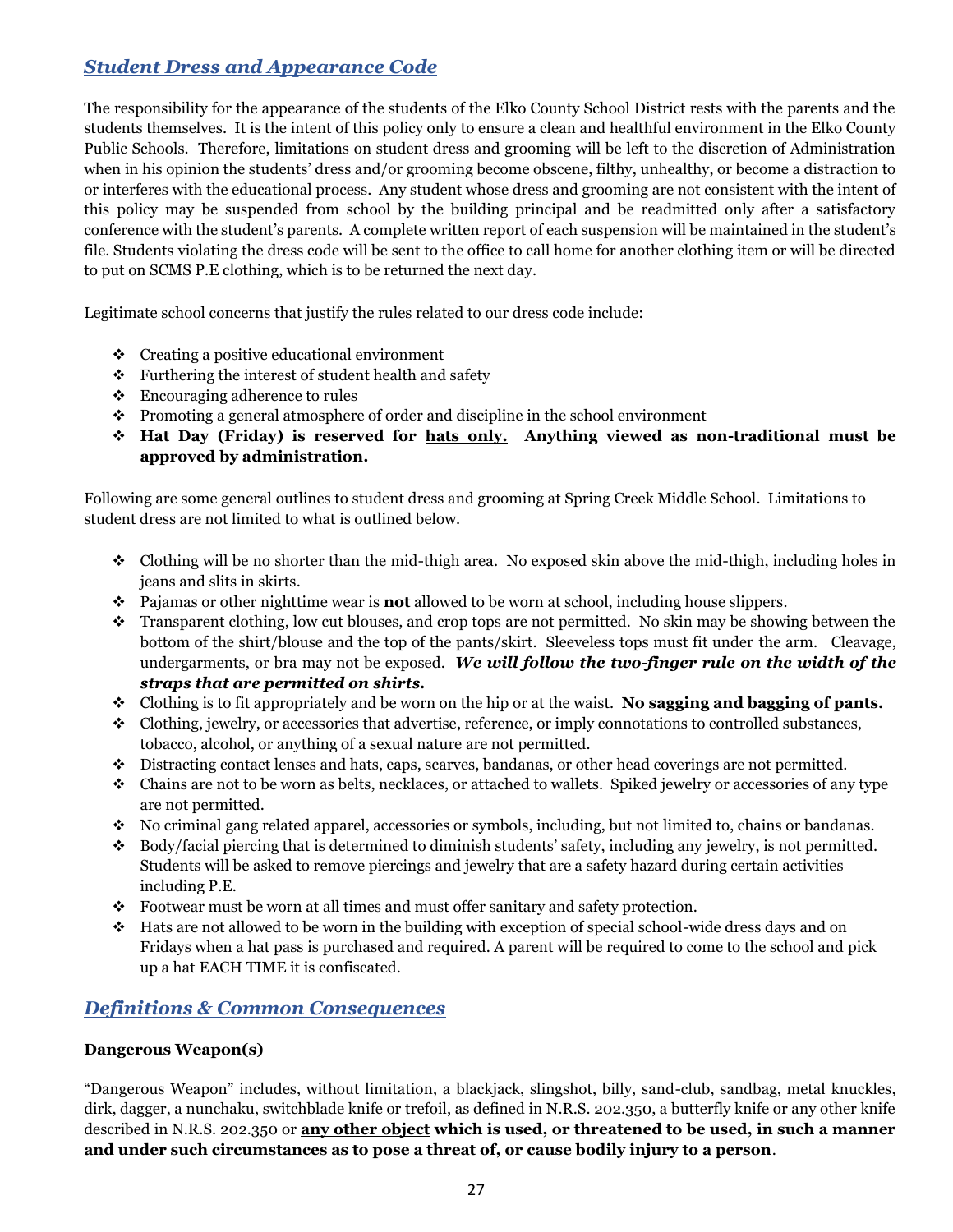## *Student Dress and Appearance Code*

The responsibility for the appearance of the students of the Elko County School District rests with the parents and the students themselves. It is the intent of this policy only to ensure a clean and healthful environment in the Elko County Public Schools. Therefore, limitations on student dress and grooming will be left to the discretion of Administration when in his opinion the students' dress and/or grooming become obscene, filthy, unhealthy, or become a distraction to or interferes with the educational process. Any student whose dress and grooming are not consistent with the intent of this policy may be suspended from school by the building principal and be readmitted only after a satisfactory conference with the student's parents. A complete written report of each suspension will be maintained in the student's file. Students violating the dress code will be sent to the office to call home for another clothing item or will be directed to put on SCMS P.E clothing, which is to be returned the next day.

Legitimate school concerns that justify the rules related to our dress code include:

- Creating a positive educational environment
- Furthering the interest of student health and safety
- Encouraging adherence to rules
- Promoting a general atmosphere of order and discipline in the school environment
- **Hat Day (Friday) is reserved for <u>hats only.</u> Anything viewed as non-traditional must be approved by administration.**

Following are some general outlines to student dress and grooming at Spring Creek Middle School. Limitations to student dress are not limited to what is outlined below.

- Clothing will be no shorter than the mid-thigh area. No exposed skin above the mid-thigh, including holes in jeans and slits in skirts.
- Pajamas or other nighttime wear is <u>**not**</u> allowed to be worn at school, including house slippers.
- Transparent clothing, low cut blouses, and crop tops are not permitted. No skin may be showing between the bottom of the shirt/blouse and the top of the pants/skirt. Sleeveless tops must fit under the arm. Cleavage, undergarments, or bra may not be exposed. ***We will follow the two-finger rule on the width of the straps that are permitted on shirts.***
- Clothing is to fit appropriately and be worn on the hip or at the waist. **No sagging and bagging of pants.**
- Clothing, jewelry, or accessories that advertise, reference, or imply connotations to controlled substances, tobacco, alcohol, or anything of a sexual nature are not permitted.
- Distracting contact lenses and hats, caps, scarves, bandanas, or other head coverings are not permitted.
- Chains are not to be worn as belts, necklaces, or attached to wallets. Spiked jewelry or accessories of any type are not permitted.
- No criminal gang related apparel, accessories or symbols, including, but not limited to, chains or bandanas.
- Body/facial piercing that is determined to diminish students' safety, including any jewelry, is not permitted. Students will be asked to remove piercings and jewelry that are a safety hazard during certain activities including P.E.
- Footwear must be worn at all times and must offer sanitary and safety protection.
- Hats are not allowed to be worn in the building with exception of special school-wide dress days and on Fridays when a hat pass is purchased and required. A parent will be required to come to the school and pick up a hat EACH TIME it is confiscated.

## *Definitions & Common Consequences*

**Dangerous Weapon(s)**

"Dangerous Weapon" includes, without limitation, a blackjack, slingshot, billy, sand-club, sandbag, metal knuckles, dirk, dagger, a nunchaku, switchblade knife or trefoil, as defined in N.R.S. 202.350, a butterfly knife or any other knife described in N.R.S. 202.350 or <u>**any other object**</u> **which is used, or threatened to be used, in such a manner and under such circumstances as to pose a threat of, or cause bodily injury to a person**.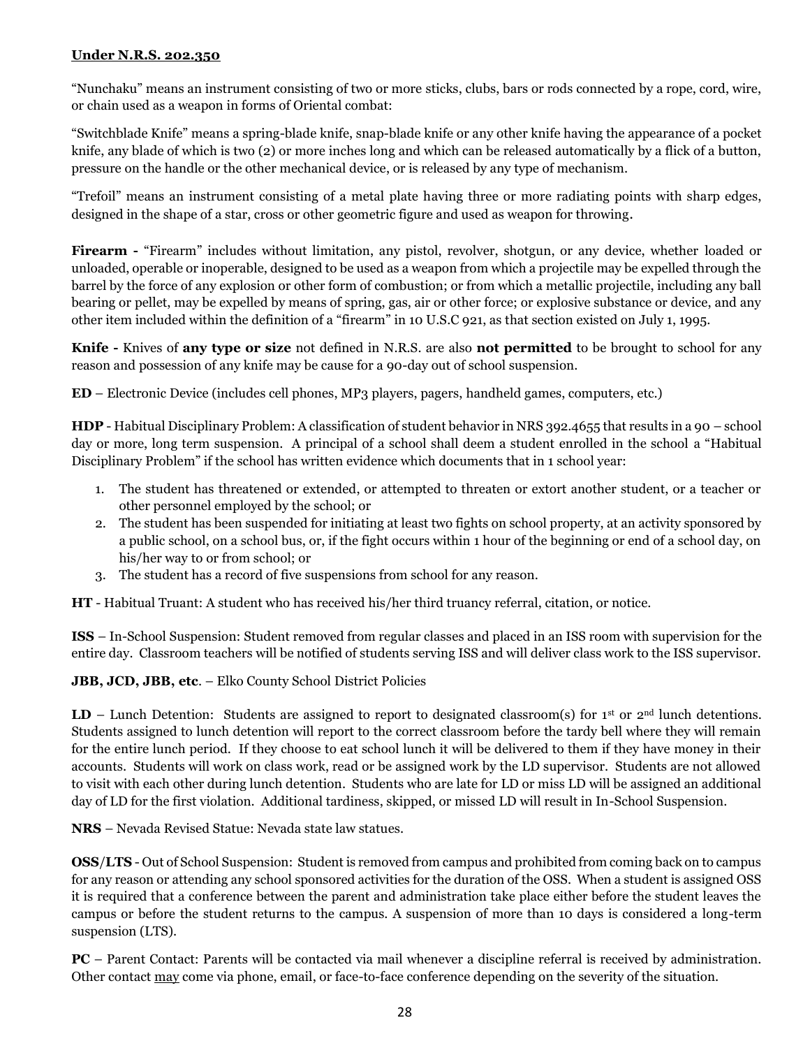**Under N.R.S. 202.350**

"Nunchaku" means an instrument consisting of two or more sticks, clubs, bars or rods connected by a rope, cord, wire, or chain used as a weapon in forms of Oriental combat:

"Switchblade Knife" means a spring-blade knife, snap-blade knife or any other knife having the appearance of a pocket knife, any blade of which is two (2) or more inches long and which can be released automatically by a flick of a button, pressure on the handle or the other mechanical device, or is released by any type of mechanism.

"Trefoil" means an instrument consisting of a metal plate having three or more radiating points with sharp edges, designed in the shape of a star, cross or other geometric figure and used as weapon for throwing.

**Firearm -** "Firearm" includes without limitation, any pistol, revolver, shotgun, or any device, whether loaded or unloaded, operable or inoperable, designed to be used as a weapon from which a projectile may be expelled through the barrel by the force of any explosion or other form of combustion; or from which a metallic projectile, including any ball bearing or pellet, may be expelled by means of spring, gas, air or other force; or explosive substance or device, and any other item included within the definition of a "firearm" in 10 U.S.C 921, as that section existed on July 1, 1995.

**Knife -** Knives of **any type or size** not defined in N.R.S. are also **not permitted** to be brought to school for any reason and possession of any knife may be cause for a 90-day out of school suspension.

**ED** – Electronic Device (includes cell phones, MP3 players, pagers, handheld games, computers, etc.)

**HDP** - Habitual Disciplinary Problem: A classification of student behavior in NRS 392.4655 that results in a 90 – school day or more, long term suspension. A principal of a school shall deem a student enrolled in the school a "Habitual Disciplinary Problem" if the school has written evidence which documents that in 1 school year:

1. The student has threatened or extended, or attempted to threaten or extort another student, or a teacher or other personnel employed by the school; or
2. The student has been suspended for initiating at least two fights on school property, at an activity sponsored by a public school, on a school bus, or, if the fight occurs within 1 hour of the beginning or end of a school day, on his/her way to or from school; or
3. The student has a record of five suspensions from school for any reason.

**HT** - Habitual Truant: A student who has received his/her third truancy referral, citation, or notice.

**ISS** – In-School Suspension: Student removed from regular classes and placed in an ISS room with supervision for the entire day. Classroom teachers will be notified of students serving ISS and will deliver class work to the ISS supervisor.

**JBB, JCD, JBB, etc**. – Elko County School District Policies

**LD** – Lunch Detention: Students are assigned to report to designated classroom(s) for 1st or 2nd lunch detentions. Students assigned to lunch detention will report to the correct classroom before the tardy bell where they will remain for the entire lunch period. If they choose to eat school lunch it will be delivered to them if they have money in their accounts. Students will work on class work, read or be assigned work by the LD supervisor. Students are not allowed to visit with each other during lunch detention. Students who are late for LD or miss LD will be assigned an additional day of LD for the first violation. Additional tardiness, skipped, or missed LD will result in In-School Suspension.

**NRS** – Nevada Revised Statue: Nevada state law statues.

**OSS/LTS** - Out of School Suspension: Student is removed from campus and prohibited from coming back on to campus for any reason or attending any school sponsored activities for the duration of the OSS. When a student is assigned OSS it is required that a conference between the parent and administration take place either before the student leaves the campus or before the student returns to the campus. A suspension of more than 10 days is considered a long-term suspension (LTS).

**PC** – Parent Contact: Parents will be contacted via mail whenever a discipline referral is received by administration. Other contact <u>may</u> come via phone, email, or face-to-face conference depending on the severity of the situation.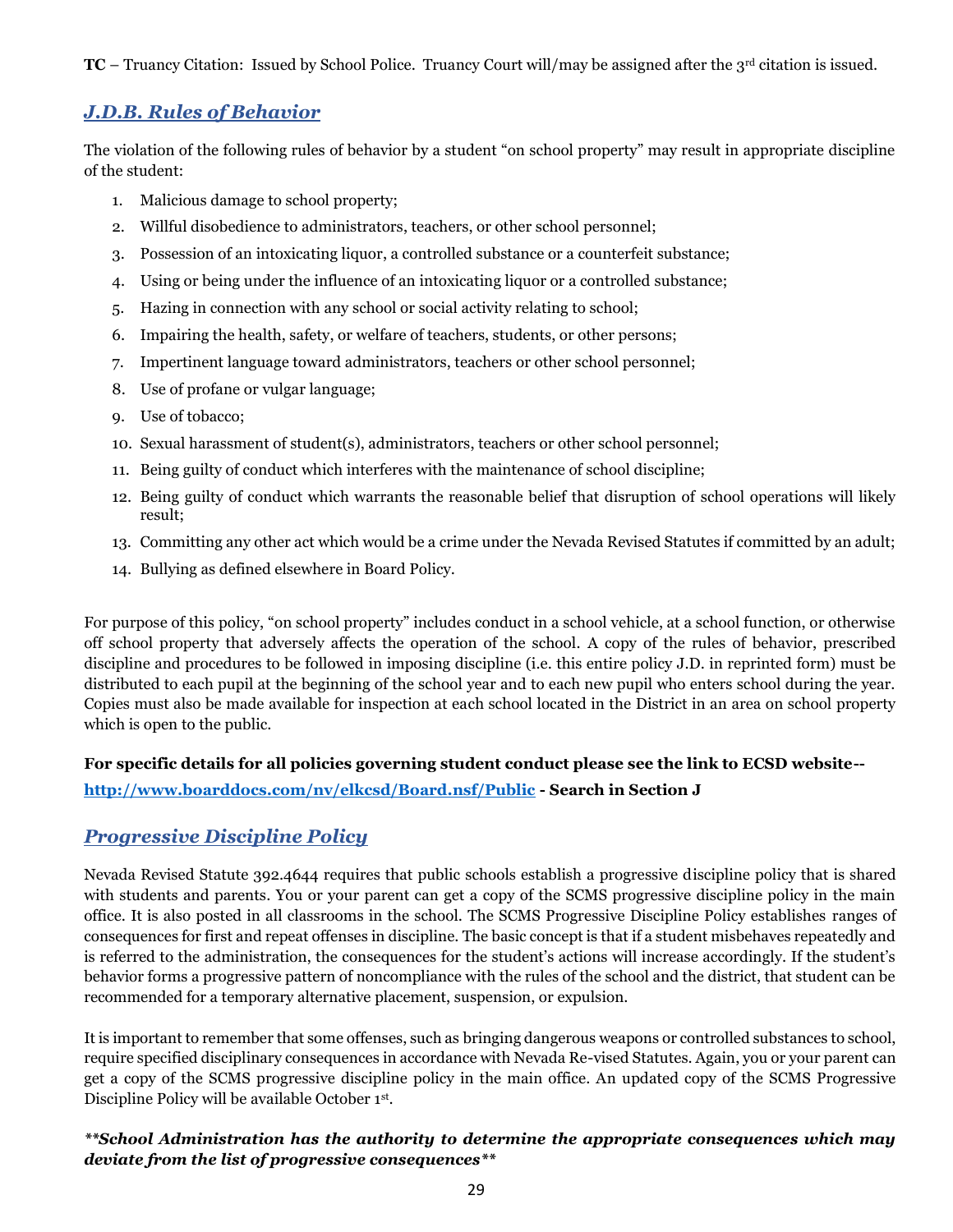**TC** – Truancy Citation: Issued by School Police. Truancy Court will/may be assigned after the 3rd citation is issued.

## *J.D.B. Rules of Behavior*

The violation of the following rules of behavior by a student "on school property" may result in appropriate discipline of the student:

1. Malicious damage to school property;
2. Willful disobedience to administrators, teachers, or other school personnel;
3. Possession of an intoxicating liquor, a controlled substance or a counterfeit substance;
4. Using or being under the influence of an intoxicating liquor or a controlled substance;
5. Hazing in connection with any school or social activity relating to school;
6. Impairing the health, safety, or welfare of teachers, students, or other persons;
7. Impertinent language toward administrators, teachers or other school personnel;
8. Use of profane or vulgar language;
9. Use of tobacco;
10. Sexual harassment of student(s), administrators, teachers or other school personnel;
11. Being guilty of conduct which interferes with the maintenance of school discipline;
12. Being guilty of conduct which warrants the reasonable belief that disruption of school operations will likely result;
13. Committing any other act which would be a crime under the Nevada Revised Statutes if committed by an adult;
14. Bullying as defined elsewhere in Board Policy.

For purpose of this policy, "on school property" includes conduct in a school vehicle, at a school function, or otherwise off school property that adversely affects the operation of the school. A copy of the rules of behavior, prescribed discipline and procedures to be followed in imposing discipline (i.e. this entire policy J.D. in reprinted form) must be distributed to each pupil at the beginning of the school year and to each new pupil who enters school during the year. Copies must also be made available for inspection at each school located in the District in an area on school property which is open to the public.

**For specific details for all policies governing student conduct please see the link to ECSD website-- [http://www.boarddocs.com/nv/elkcsd/Board.nsf/Public](http://www.boarddocs.com/nv/elkcsd/Board.nsf/Public) - Search in Section J**

## *Progressive Discipline Policy*

Nevada Revised Statute 392.4644 requires that public schools establish a progressive discipline policy that is shared with students and parents. You or your parent can get a copy of the SCMS progressive discipline policy in the main office. It is also posted in all classrooms in the school. The SCMS Progressive Discipline Policy establishes ranges of consequences for first and repeat offenses in discipline. The basic concept is that if a student misbehaves repeatedly and is referred to the administration, the consequences for the student's actions will increase accordingly. If the student's behavior forms a progressive pattern of noncompliance with the rules of the school and the district, that student can be recommended for a temporary alternative placement, suspension, or expulsion.

It is important to remember that some offenses, such as bringing dangerous weapons or controlled substances to school, require specified disciplinary consequences in accordance with Nevada Re-vised Statutes. Again, you or your parent can get a copy of the SCMS progressive discipline policy in the main office. An updated copy of the SCMS Progressive Discipline Policy will be available October 1st.

***\*\*School Administration has the authority to determine the appropriate consequences which may deviate from the list of progressive consequences\*\****